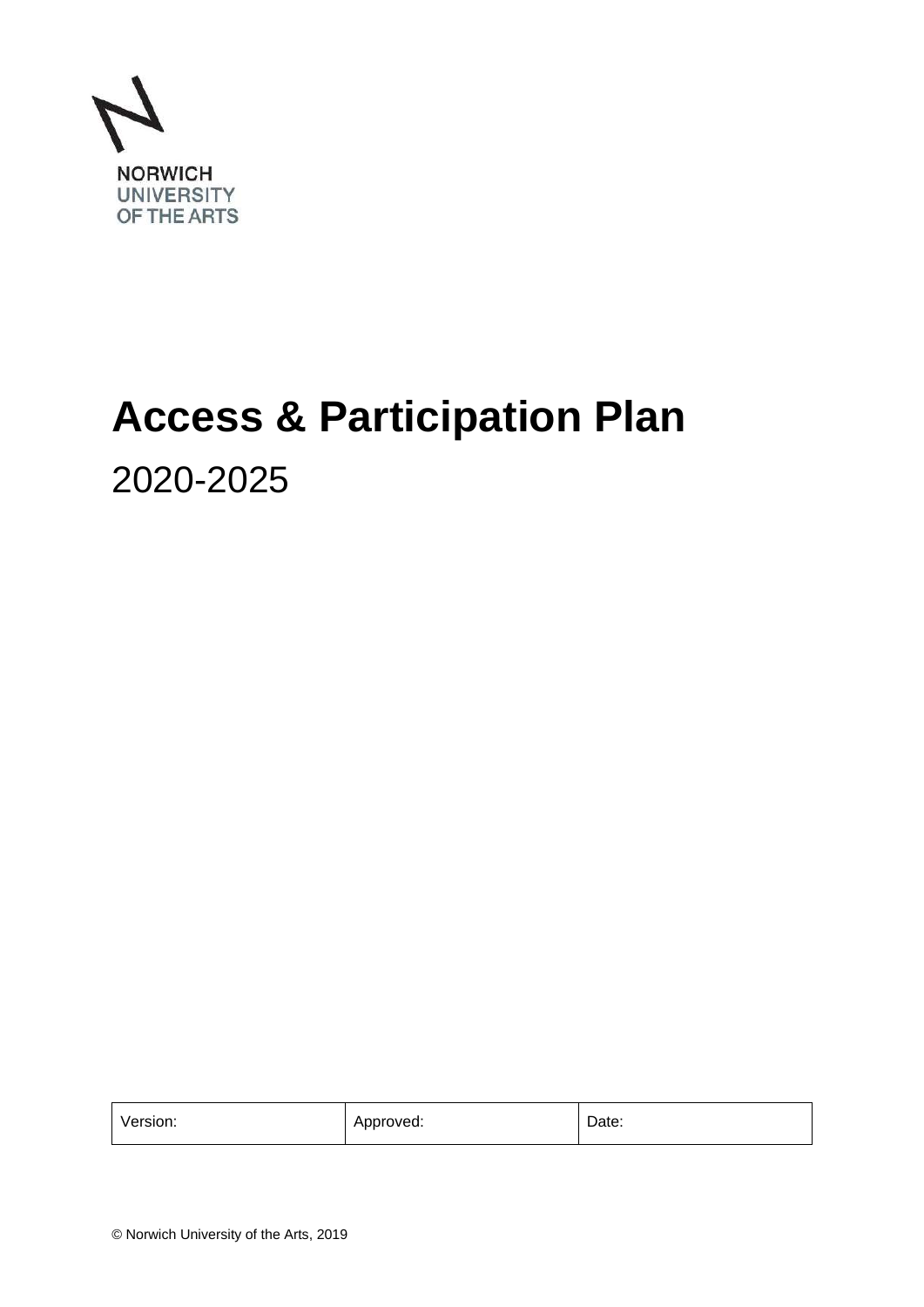NORWICH
UNIVERSITY
OF THE ARTS

# Access & Participation Plan

2020-2025

| Version: | Approved: | Date: |
|---|---|---|

© Norwich University of the Arts, 2019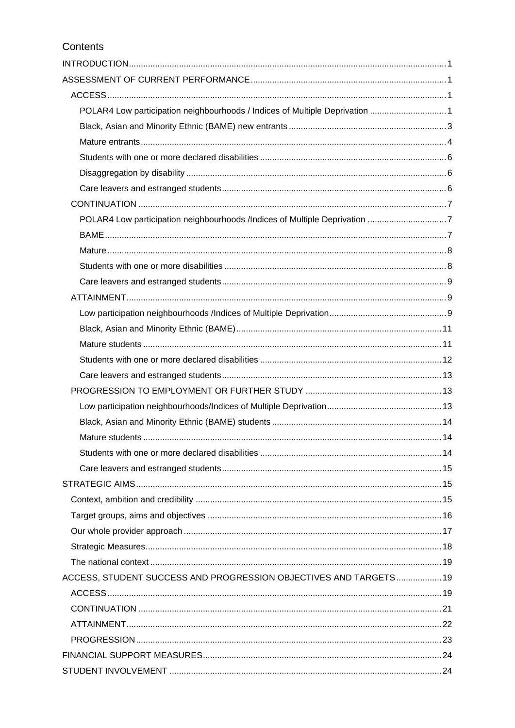# Contents

- INTRODUCTION ..... 1
- ASSESSMENT OF CURRENT PERFORMANCE ..... 1
  - ACCESS ..... 1
    - POLAR4 Low participation neighbourhoods / Indices of Multiple Deprivation ..... 1
    - Black, Asian and Minority Ethnic (BAME) new entrants ..... 3
    - Mature entrants ..... 4
    - Students with one or more declared disabilities ..... 6
    - Disaggregation by disability ..... 6
    - Care leavers and estranged students ..... 6
  - CONTINUATION ..... 7
    - POLAR4 Low participation neighbourhoods /Indices of Multiple Deprivation ..... 7
    - BAME ..... 7
    - Mature ..... 8
    - Students with one or more disabilities ..... 8
    - Care leavers and estranged students ..... 9
  - ATTAINMENT ..... 9
    - Low participation neighbourhoods /Indices of Multiple Deprivation ..... 9
    - Black, Asian and Minority Ethnic (BAME) ..... 11
    - Mature students ..... 11
    - Students with one or more declared disabilities ..... 12
    - Care leavers and estranged students ..... 13
  - PROGRESSION TO EMPLOYMENT OR FURTHER STUDY ..... 13
    - Low participation neighbourhoods/Indices of Multiple Deprivation ..... 13
    - Black, Asian and Minority Ethnic (BAME) students ..... 14
    - Mature students ..... 14
    - Students with one or more declared disabilities ..... 14
    - Care leavers and estranged students ..... 15
- STRATEGIC AIMS ..... 15
  - Context, ambition and credibility ..... 15
  - Target groups, aims and objectives ..... 16
  - Our whole provider approach ..... 17
  - Strategic Measures ..... 18
  - The national context ..... 19
- ACCESS, STUDENT SUCCESS AND PROGRESSION OBJECTIVES AND TARGETS ..... 19
  - ACCESS ..... 19
  - CONTINUATION ..... 21
  - ATTAINMENT ..... 22
  - PROGRESSION ..... 23
- FINANCIAL SUPPORT MEASURES ..... 24
- STUDENT INVOLVEMENT ..... 24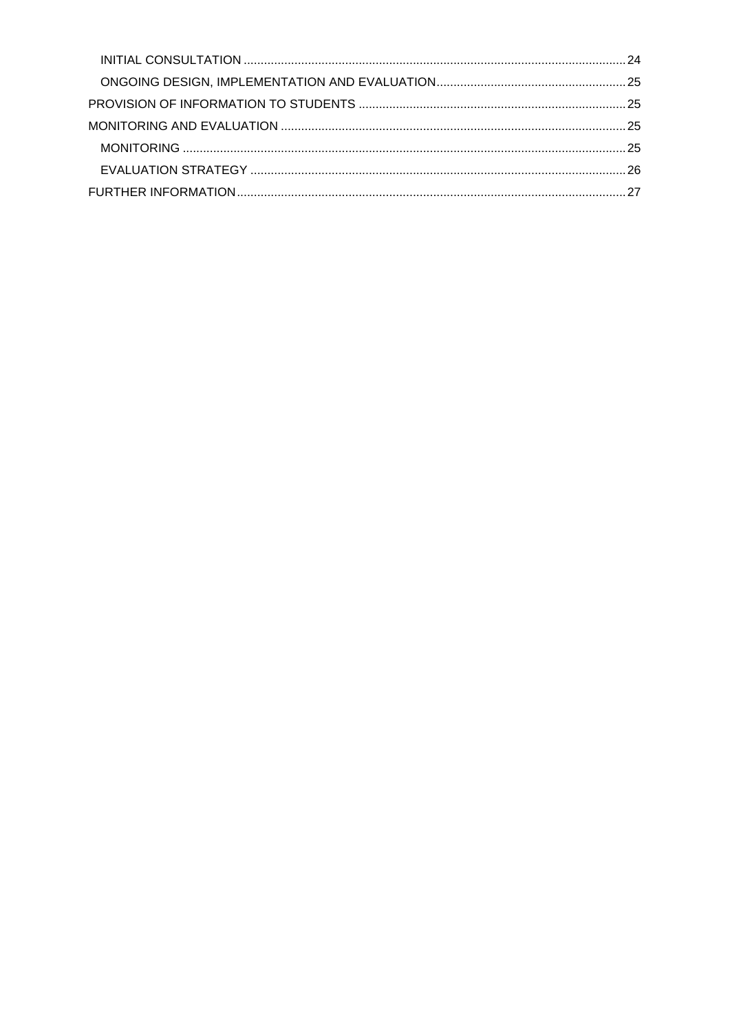- INITIAL CONSULTATION ... 24
- ONGOING DESIGN, IMPLEMENTATION AND EVALUATION ... 25

PROVISION OF INFORMATION TO STUDENTS ... 25

MONITORING AND EVALUATION ... 25

- MONITORING ... 25
- EVALUATION STRATEGY ... 26

FURTHER INFORMATION ... 27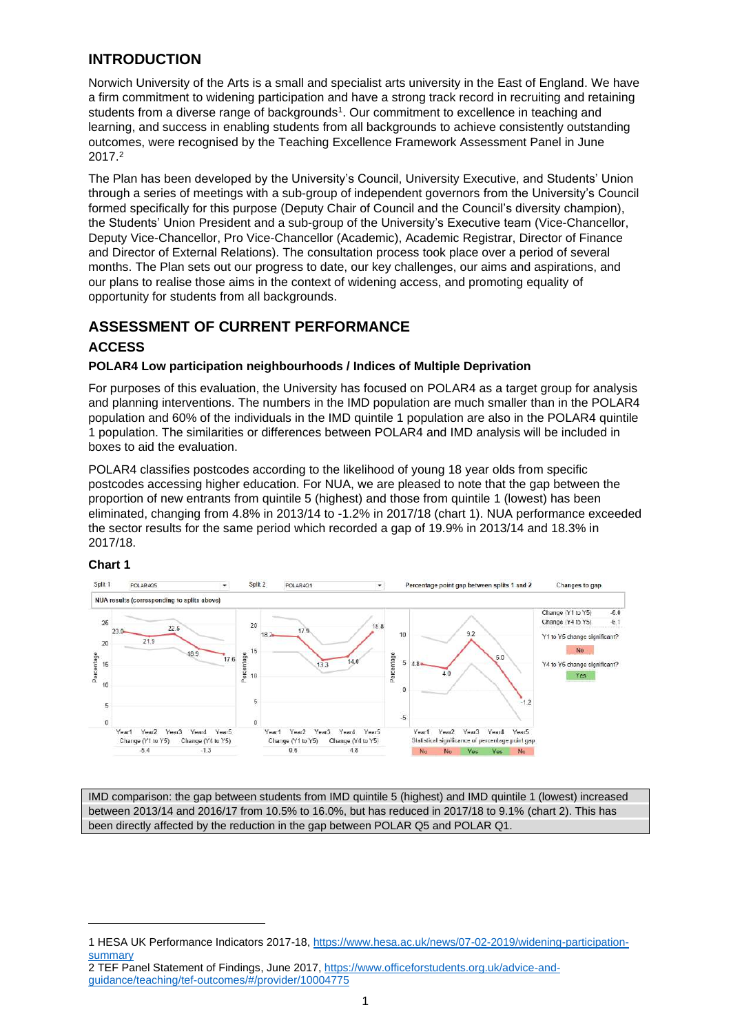## INTRODUCTION

Norwich University of the Arts is a small and specialist arts university in the East of England. We have a firm commitment to widening participation and have a strong track record in recruiting and retaining students from a diverse range of backgrounds[1]. Our commitment to excellence in teaching and learning, and success in enabling students from all backgrounds to achieve consistently outstanding outcomes, were recognised by the Teaching Excellence Framework Assessment Panel in June 2017.[2]

The Plan has been developed by the University's Council, University Executive, and Students' Union through a series of meetings with a sub-group of independent governors from the University's Council formed specifically for this purpose (Deputy Chair of Council and the Council's diversity champion), the Students' Union President and a sub-group of the University's Executive team (Vice-Chancellor, Deputy Vice-Chancellor, Pro Vice-Chancellor (Academic), Academic Registrar, Director of Finance and Director of External Relations). The consultation process took place over a period of several months. The Plan sets out our progress to date, our key challenges, our aims and aspirations, and our plans to realise those aims in the context of widening access, and promoting equality of opportunity for students from all backgrounds.

## ASSESSMENT OF CURRENT PERFORMANCE

### ACCESS

**POLAR4 Low participation neighbourhoods / Indices of Multiple Deprivation**

For purposes of this evaluation, the University has focused on POLAR4 as a target group for analysis and planning interventions. The numbers in the IMD population are much smaller than in the POLAR4 population and 60% of the individuals in the IMD quintile 1 population are also in the POLAR4 quintile 1 population. The similarities or differences between POLAR4 and IMD analysis will be included in boxes to aid the evaluation.

POLAR4 classifies postcodes according to the likelihood of young 18 year olds from specific postcodes accessing higher education. For NUA, we are pleased to note that the gap between the proportion of new entrants from quintile 5 (highest) and those from quintile 1 (lowest) has been eliminated, changing from 4.8% in 2013/14 to -1.2% in 2017/18 (chart 1). NUA performance exceeded the sector results for the same period which recorded a gap of 19.9% in 2013/14 and 18.3% in 2017/18.

**Chart 1**

Split 1: POLAR4Q5
Split 2: POLAR4Q1
Percentage point gap between splits 1 and 2
Changes to gap
NUA results (corresponding to splits above)

23.0, 21.9, 22.5, 18.9, 17.6
Year1 Year2 Year3 Year4 Year5
Change (Y1 to Y5) -5.4
Change (Y4 to Y5) -1.3

18.2, 17.9, 13.3, 14.0, 18.8
Year1 Year2 Year3 Year4 Year5
Change (Y1 to Y5) 0.6
Change (Y4 to Y5) 4.8

4.8, 4.0, 9.2, 5.0, -1.2
Year1 Year2 Year3 Year4 Year5
Statistical significance of percentage point gap: No, No, Yes, Yes, No

Change (Y1 to Y5) -6.0
Change (Y4 to Y5) -6.1
Y1 to Y5 change significant? No
Y4 to Y5 change significant? Yes

> IMD comparison: the gap between students from IMD quintile 5 (highest) and IMD quintile 1 (lowest) increased between 2013/14 and 2016/17 from 10.5% to 16.0%, but has reduced in 2017/18 to 9.1% (chart 2). This has been directly affected by the reduction in the gap between POLAR Q5 and POLAR Q1.

---

1 HESA UK Performance Indicators 2017-18, https://www.hesa.ac.uk/news/07-02-2019/widening-participation-summary

2 TEF Panel Statement of Findings, June 2017, https://www.officeforstudents.org.uk/advice-and-guidance/teaching/tef-outcomes/#/provider/10004775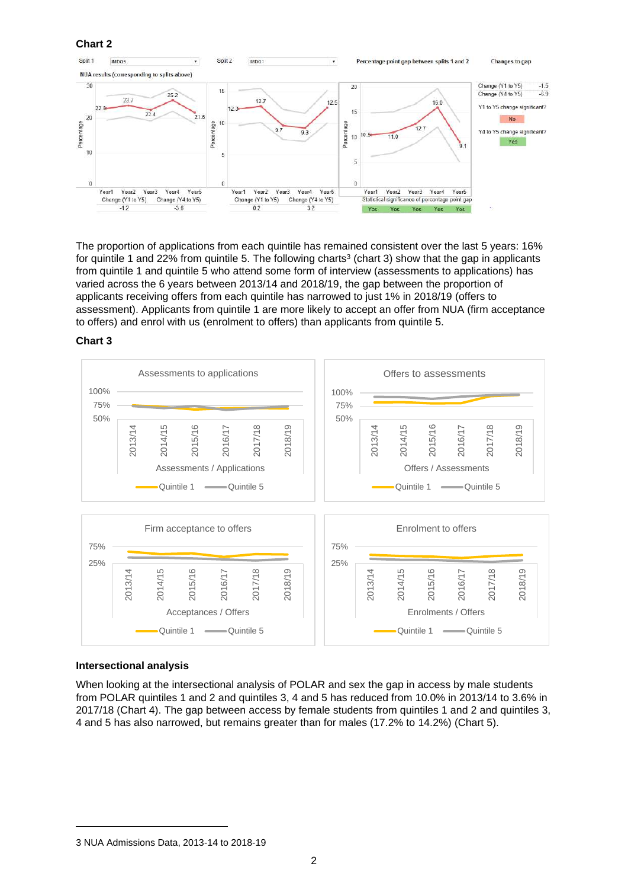**Chart 2**

The proportion of applications from each quintile has remained consistent over the last 5 years: 16% for quintile 1 and 22% from quintile 5. The following charts[3] (chart 3) show that the gap in applicants from quintile 1 and quintile 5 who attend some form of interview (assessments to applications) has varied across the 6 years between 2013/14 and 2018/19, the gap between the proportion of applicants receiving offers from each quintile has narrowed to just 1% in 2018/19 (offers to assessment). Applicants from quintile 1 are more likely to accept an offer from NUA (firm acceptance to offers) and enrol with us (enrolment to offers) than applicants from quintile 5.

**Chart 3**

### Intersectional analysis

When looking at the intersectional analysis of POLAR and sex the gap in access by male students from POLAR quintiles 1 and 2 and quintiles 3, 4 and 5 has reduced from 10.0% in 2013/14 to 3.6% in 2017/18 (Chart 4). The gap between access by female students from quintiles 1 and 2 and quintiles 3, 4 and 5 has also narrowed, but remains greater than for males (17.2% to 14.2%) (Chart 5).

3 NUA Admissions Data, 2013-14 to 2018-19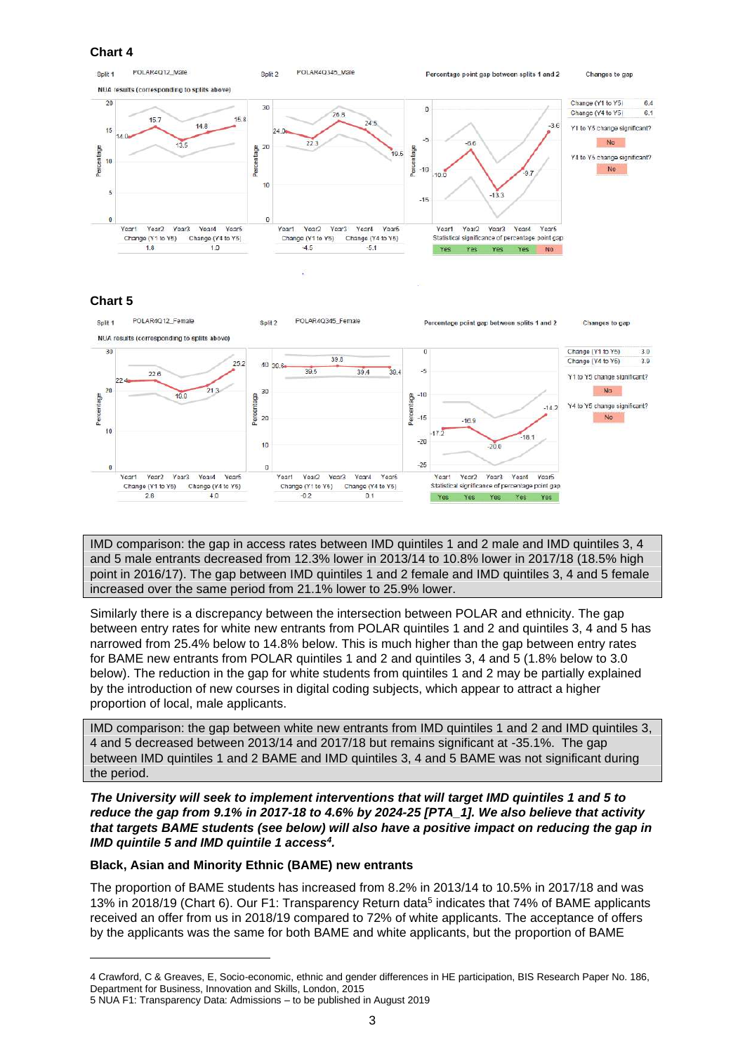**Chart 4**

Split 1 POLAR4Q12_Male
Split 2 POLAR4Q345_Male
Percentage point gap between splits 1 and 2
Changes to gap

NUA results (corresponding to splits above)

Percentage
14.0 15.7 13.5 14.8 15.8
Year1 Year2 Year3 Year4 Year5
Change (Y1 to Y5) 1.8
Change (Y4 to Y5) 1.0

Percentage
24.0 22.3 26.8 24.5 19.6
Year1 Year2 Year3 Year4 Year5
Change (Y1 to Y5) -4.5
Change (Y4 to Y5) -5.1

Percentage
-10.0 -6.6 -13.3 -9.7 -3.6
Year1 Year2 Year3 Year4 Year5
Statistical significance of percentage point gap
Yes Yes Yes Yes No

Change (Y1 to Y5) 6.4
Change (Y4 to Y5) 6.1
Y1 to Y5 change significant? No
Y4 to Y5 change significant? No

**Chart 5**

Split 1 POLAR4Q12_Female
Split 2 POLAR4Q345_Female
Percentage point gap between splits 1 and 2
Changes to gap

NUA results (corresponding to splits above)

Percentage
22.4 22.6 18.8 21.3 25.2
Year1 Year2 Year3 Year4 Year5
Change (Y1 to Y5) 2.8
Change (Y4 to Y5) 4.0

Percentage
39.6 39.5 39.8 39.4 39.4
Year1 Year2 Year3 Year4 Year5
Change (Y1 to Y5) -0.2
Change (Y4 to Y5) 0.1

Percentage
-17.2 -16.9 -20.0 -18.1 -14.2
Year1 Year2 Year3 Year4 Year5
Statistical significance of percentage point gap
Yes Yes Yes Yes Yes

Change (Y1 to Y5) 3.0
Change (Y4 to Y5) 3.0
Y1 to Y5 change significant? No
Y4 to Y5 change significant? No

IMD comparison: the gap in access rates between IMD quintiles 1 and 2 male and IMD quintiles 3, 4 and 5 male entrants decreased from 12.3% lower in 2013/14 to 10.8% lower in 2017/18 (18.5% high point in 2016/17). The gap between IMD quintiles 1 and 2 female and IMD quintiles 3, 4 and 5 female increased over the same period from 21.1% lower to 25.9% lower.

Similarly there is a discrepancy between the intersection between POLAR and ethnicity. The gap between entry rates for white new entrants from POLAR quintiles 1 and 2 and quintiles 3, 4 and 5 has narrowed from 25.4% below to 14.8% below. This is much higher than the gap between entry rates for BAME new entrants from POLAR quintiles 1 and 2 and quintiles 3, 4 and 5 (1.8% below to 3.0 below). The reduction in the gap for white students from quintiles 1 and 2 may be partially explained by the introduction of new courses in digital coding subjects, which appear to attract a higher proportion of local, male applicants.

IMD comparison: the gap between white new entrants from IMD quintiles 1 and 2 and IMD quintiles 3, 4 and 5 decreased between 2013/14 and 2017/18 but remains significant at -35.1%. The gap between IMD quintiles 1 and 2 BAME and IMD quintiles 3, 4 and 5 BAME was not significant during the period.

***The University will seek to implement interventions that will target IMD quintiles 1 and 5 to reduce the gap from 9.1% in 2017-18 to 4.6% by 2024-25 [PTA_1]. We also believe that activity that targets BAME students (see below) will also have a positive impact on reducing the gap in IMD quintile 5 and IMD quintile 1 access[4].***

**Black, Asian and Minority Ethnic (BAME) new entrants**

The proportion of BAME students has increased from 8.2% in 2013/14 to 10.5% in 2017/18 and was 13% in 2018/19 (Chart 6). Our F1: Transparency Return data[5] indicates that 74% of BAME applicants received an offer from us in 2018/19 compared to 72% of white applicants. The acceptance of offers by the applicants was the same for both BAME and white applicants, but the proportion of BAME

4 Crawford, C & Greaves, E, Socio-economic, ethnic and gender differences in HE participation, BIS Research Paper No. 186, Department for Business, Innovation and Skills, London, 2015
5 NUA F1: Transparency Data: Admissions – to be published in August 2019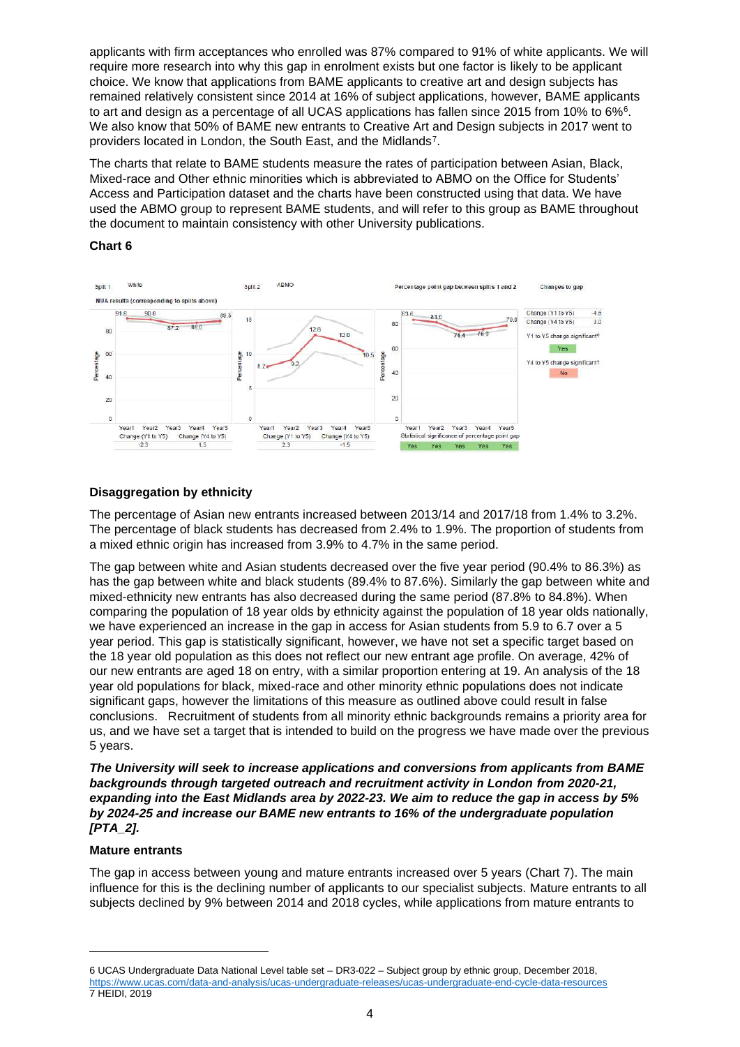applicants with firm acceptances who enrolled was 87% compared to 91% of white applicants. We will require more research into why this gap in enrolment exists but one factor is likely to be applicant choice. We know that applications from BAME applicants to creative art and design subjects has remained relatively consistent since 2014 at 16% of subject applications, however, BAME applicants to art and design as a percentage of all UCAS applications has fallen since 2015 from 10% to 6%[6]. We also know that 50% of BAME new entrants to Creative Art and Design subjects in 2017 went to providers located in London, the South East, and the Midlands[7].

The charts that relate to BAME students measure the rates of participation between Asian, Black, Mixed-race and Other ethnic minorities which is abbreviated to ABMO on the Office for Students' Access and Participation dataset and the charts have been constructed using that data. We have used the ABMO group to represent BAME students, and will refer to this group as BAME throughout the document to maintain consistency with other University publications.

**Chart 6**

Split 1 White
Split 2 ABMO
Percentage point gap between splits 1 and 2
Changes to gap

NUA results (corresponding to splits above)

Percentage
91.6 90.8 87.2 88.0 89.5
Year1 Year2 Year3 Year4 Year5
Change (Y1 to Y5) Change (Y4 to Y5)
-2.3 1.5

Percentage
8.2 9.2 12.8 12.0 10.5
Year1 Year2 Year3 Year4 Year5
Change (Y1 to Y5) Change (Y4 to Y5)
2.3 -1.5

Percentage
83.6 81.6 74.4 76.0 79.0
Year1 Year2 Year3 Year4 Year5
Statistical significance of percentage point gap
Yes Yes Yes Yes Yes

Change (Y1 to Y5) -4.6
Change (Y4 to Y5) 3.0
Y1 to Y5 change significant? Yes
Y4 to Y5 change significant? No

### Disaggregation by ethnicity

The percentage of Asian new entrants increased between 2013/14 and 2017/18 from 1.4% to 3.2%. The percentage of black students has decreased from 2.4% to 1.9%. The proportion of students from a mixed ethnic origin has increased from 3.9% to 4.7% in the same period.

The gap between white and Asian students decreased over the five year period (90.4% to 86.3%) as has the gap between white and black students (89.4% to 87.6%). Similarly the gap between white and mixed-ethnicity new entrants has also decreased during the same period (87.8% to 84.8%). When comparing the population of 18 year olds by ethnicity against the population of 18 year olds nationally, we have experienced an increase in the gap in access for Asian students from 5.9 to 6.7 over a 5 year period. This gap is statistically significant, however, we have not set a specific target based on the 18 year old population as this does not reflect our new entrant age profile. On average, 42% of our new entrants are aged 18 on entry, with a similar proportion entering at 19. An analysis of the 18 year old populations for black, mixed-race and other minority ethnic populations does not indicate significant gaps, however the limitations of this measure as outlined above could result in false conclusions. Recruitment of students from all minority ethnic backgrounds remains a priority area for us, and we have set a target that is intended to build on the progress we have made over the previous 5 years.

***The University will seek to increase applications and conversions from applicants from BAME backgrounds through targeted outreach and recruitment activity in London from 2020-21, expanding into the East Midlands area by 2022-23. We aim to reduce the gap in access by 5% by 2024-25 and increase our BAME new entrants to 16% of the undergraduate population [PTA_2].***

### Mature entrants

The gap in access between young and mature entrants increased over 5 years (Chart 7). The main influence for this is the declining number of applicants to our specialist subjects. Mature entrants to all subjects declined by 9% between 2014 and 2018 cycles, while applications from mature entrants to

---

6 UCAS Undergraduate Data National Level table set – DR3-022 – Subject group by ethnic group, December 2018, https://www.ucas.com/data-and-analysis/ucas-undergraduate-releases/ucas-undergraduate-end-cycle-data-resources
7 HEIDI, 2019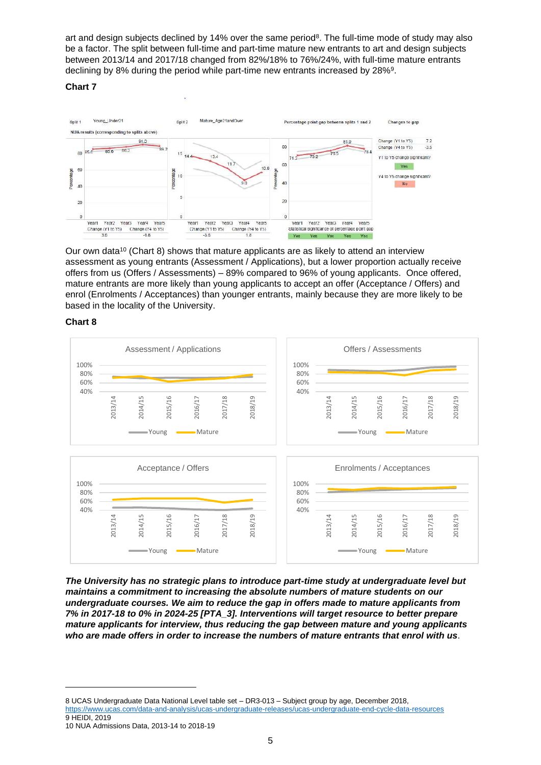art and design subjects declined by 14% over the same period[8]. The full-time mode of study may also be a factor. The split between full-time and part-time mature new entrants to art and design subjects between 2013/14 and 2017/18 changed from 82%/18% to 76%/24%, with full-time mature entrants declining by 8% during the period while part-time new entrants increased by 28%[9].

**Chart 7**

Split 1 Young_Under21

NUA results (corresponding to splits above)

85.6 86.6 88.3 91.0 89.2

Year1 Year2 Year3 Year4 Year5

Change (Y1 to Y5) 3.6 Change (Y4 to Y5) -1.8

Split 2 Mature_Age21andOver

14.4 13.4 11.7 9.0 10.8

Year1 Year2 Year3 Year4 Year5

Change (Y1 to Y5) -3.6 Change (Y4 to Y5) 1.8

Percentage point gap between splits 1 and 2

71.2 73.2 76.5 81.9 78.4

Year1 Year2 Year3 Year4 Year5

Statistical significance of percentage point gap

Yes Yes Yes Yes Yes

Changes to gap

Change (Y1 to Y5) 7.2

Change (Y4 to Y5) -3.5

Y1 to Y5 change significant? Yes

Y4 to Y5 change significant? No

Our own data[10] (Chart 8) shows that mature applicants are as likely to attend an interview assessment as young entrants (Assessment / Applications), but a lower proportion actually receive offers from us (Offers / Assessments) – 89% compared to 96% of young applicants. Once offered, mature entrants are more likely than young applicants to accept an offer (Acceptance / Offers) and enrol (Enrolments / Acceptances) than younger entrants, mainly because they are more likely to be based in the locality of the University.

**Chart 8**

Assessment / Applications

Offers / Assessments

Acceptance / Offers

Enrolments / Acceptances

2013/14 2014/15 2015/16 2016/17 2017/18 2018/19

Young Mature

***The University has no strategic plans to introduce part-time study at undergraduate level but maintains a commitment to increasing the absolute numbers of mature students on our undergraduate courses. We aim to reduce the gap in offers made to mature applicants from 7% in 2017-18 to 0% in 2024-25 [PTA_3]. Interventions will target resource to better prepare mature applicants for interview, thus reducing the gap between mature and young applicants who are made offers in order to increase the numbers of mature entrants that enrol with us***.

8 UCAS Undergraduate Data National Level table set – DR3-013 – Subject group by age, December 2018, https://www.ucas.com/data-and-analysis/ucas-undergraduate-releases/ucas-undergraduate-end-cycle-data-resources

9 HEIDI, 2019

10 NUA Admissions Data, 2013-14 to 2018-19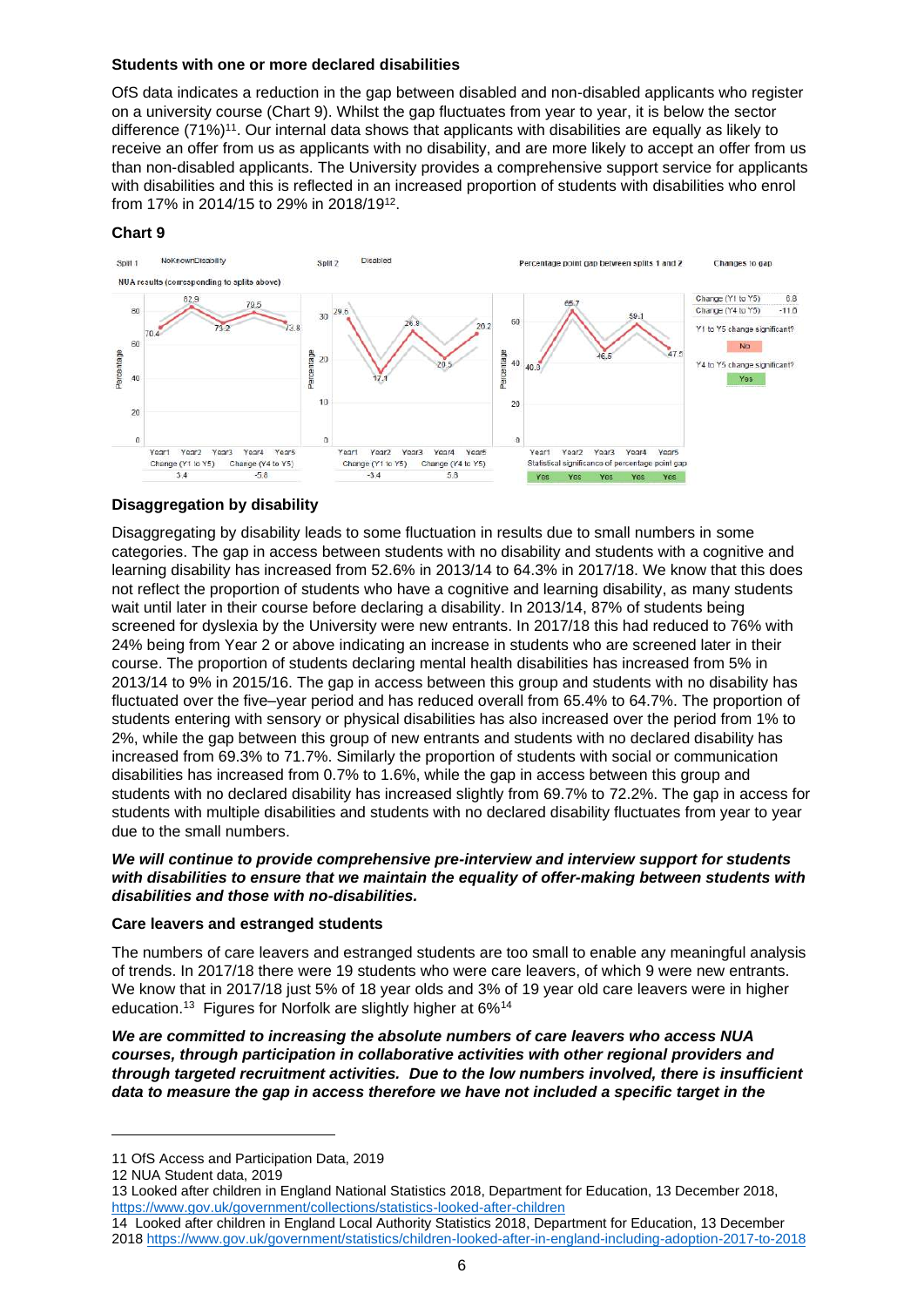**Students with one or more declared disabilities**

OfS data indicates a reduction in the gap between disabled and non-disabled applicants who register on a university course (Chart 9). Whilst the gap fluctuates from year to year, it is below the sector difference (71%)[11]. Our internal data shows that applicants with disabilities are equally as likely to receive an offer from us as applicants with no disability, and are more likely to accept an offer from us than non-disabled applicants. The University provides a comprehensive support service for applicants with disabilities and this is reflected in an increased proportion of students with disabilities who enrol from 17% in 2014/15 to 29% in 2018/19[12].

**Chart 9**

Split 1 NoKnownDisability
Split 2 Disabled
Percentage point gap between splits 1 and 2
Changes to gap
NUA results (corresponding to splits above)

70.4, 82.9, 73.2, 79.5, 73.8
Year1 Year2 Year3 Year4 Year5
Change (Y1 to Y5) 3.4
Change (Y4 to Y5) -5.8

29.6, 17.1, 26.8, 20.5, 20.2
Year1 Year2 Year3 Year4 Year5
Change (Y1 to Y5) -3.4
Change (Y4 to Y5) 5.8

40.8, 65.7, 46.5, 59.1, 47.5
Year1 Year2 Year3 Year4 Year5
Statistical significance of percentage point gap
Yes Yes Yes Yes Yes

Change (Y1 to Y5) 6.8
Change (Y4 to Y5) -11.6
Y1 to Y5 change significant? No
Y4 to Y5 change significant? Yes

**Disaggregation by disability**

Disaggregating by disability leads to some fluctuation in results due to small numbers in some categories. The gap in access between students with no disability and students with a cognitive and learning disability has increased from 52.6% in 2013/14 to 64.3% in 2017/18. We know that this does not reflect the proportion of students who have a cognitive and learning disability, as many students wait until later in their course before declaring a disability. In 2013/14, 87% of students being screened for dyslexia by the University were new entrants. In 2017/18 this had reduced to 76% with 24% being from Year 2 or above indicating an increase in students who are screened later in their course. The proportion of students declaring mental health disabilities has increased from 5% in 2013/14 to 9% in 2015/16. The gap in access between this group and students with no disability has fluctuated over the five–year period and has reduced overall from 65.4% to 64.7%. The proportion of students entering with sensory or physical disabilities has also increased over the period from 1% to 2%, while the gap between this group of new entrants and students with no declared disability has increased from 69.3% to 71.7%. Similarly the proportion of students with social or communication disabilities has increased from 0.7% to 1.6%, while the gap in access between this group and students with no declared disability has increased slightly from 69.7% to 72.2%. The gap in access for students with multiple disabilities and students with no declared disability fluctuates from year to year due to the small numbers.

***We will continue to provide comprehensive pre-interview and interview support for students with disabilities to ensure that we maintain the equality of offer-making between students with disabilities and those with no-disabilities.***

**Care leavers and estranged students**

The numbers of care leavers and estranged students are too small to enable any meaningful analysis of trends. In 2017/18 there were 19 students who were care leavers, of which 9 were new entrants. We know that in 2017/18 just 5% of 18 year olds and 3% of 19 year old care leavers were in higher education.[13] Figures for Norfolk are slightly higher at 6%[14]

***We are committed to increasing the absolute numbers of care leavers who access NUA courses, through participation in collaborative activities with other regional providers and through targeted recruitment activities. Due to the low numbers involved, there is insufficient data to measure the gap in access therefore we have not included a specific target in the***

11 OfS Access and Participation Data, 2019
12 NUA Student data, 2019
13 Looked after children in England National Statistics 2018, Department for Education, 13 December 2018, https://www.gov.uk/government/collections/statistics-looked-after-children
14 Looked after children in England Local Authority Statistics 2018, Department for Education, 13 December 2018 https://www.gov.uk/government/statistics/children-looked-after-in-england-including-adoption-2017-to-2018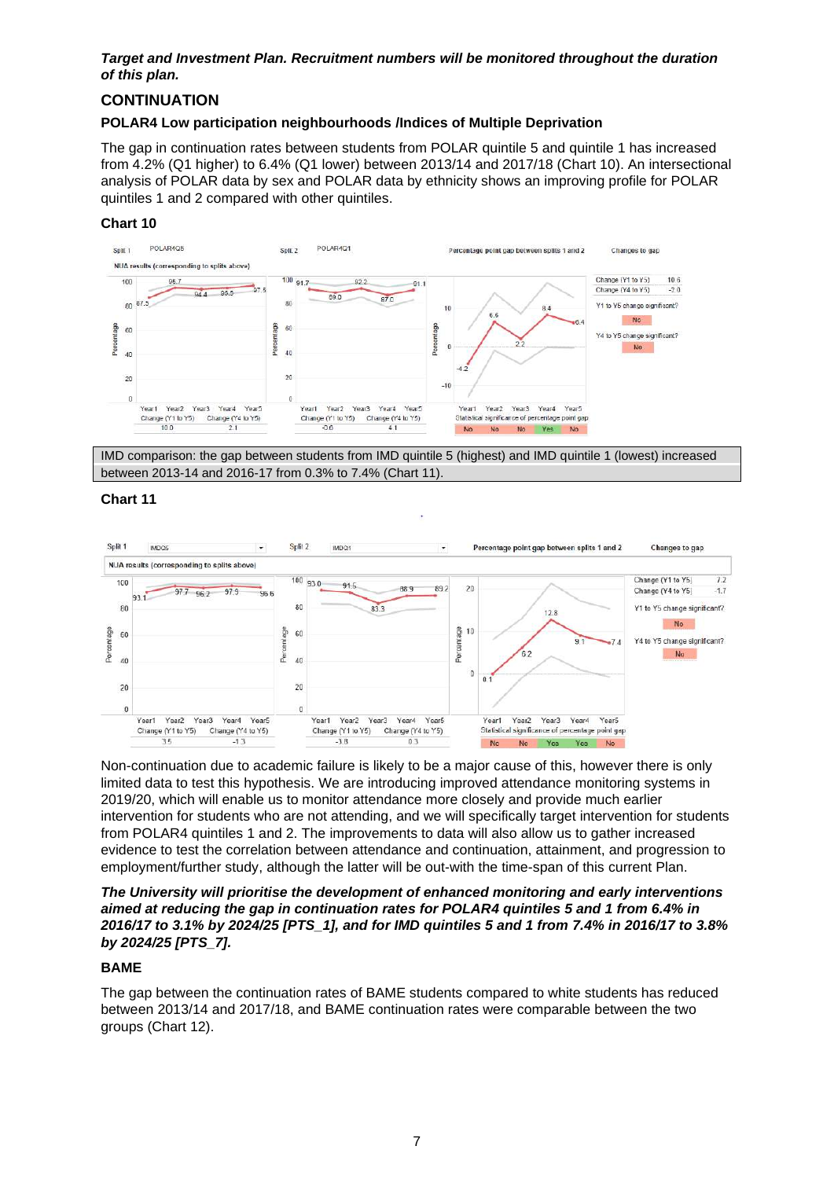***Target and Investment Plan. Recruitment numbers will be monitored throughout the duration of this plan.***

## CONTINUATION

### POLAR4 Low participation neighbourhoods /Indices of Multiple Deprivation

The gap in continuation rates between students from POLAR quintile 5 and quintile 1 has increased from 4.2% (Q1 higher) to 6.4% (Q1 lower) between 2013/14 and 2017/18 (Chart 10). An intersectional analysis of POLAR data by sex and POLAR data by ethnicity shows an improving profile for POLAR quintiles 1 and 2 compared with other quintiles.

**Chart 10**

Split 1 POLAR4Q5
Split 2 POLAR4Q1
Percentage point gap between splits 1 and 2
Changes to gap
NUA results (corresponding to splits above)
87.5 96.7 94.4 95.5 97.5
91.7 89.0 92.2 87.0 91.1
-4.2 6.6 2.2 8.4 6.4
Year1 Year2 Year3 Year4 Year5
Change (Y1 to Y5) 10.0 Change (Y4 to Y5) 2.1
Change (Y1 to Y5) -0.6 Change (Y4 to Y5) 4.1
Statistical significance of percentage point gap: No No No Yes No
Change (Y1 to Y5) 10.6
Change (Y4 to Y5) -2.0
Y1 to Y5 change significant? No
Y4 to Y5 change significant? No

IMD comparison: the gap between students from IMD quintile 5 (highest) and IMD quintile 1 (lowest) increased between 2013-14 and 2016-17 from 0.3% to 7.4% (Chart 11).

**Chart 11**

Split 1 IMDQ5
Split 2 IMDQ1
Percentage point gap between splits 1 and 2
Changes to gap
NUA results (corresponding to splits above)
93.1 97.7 96.2 97.9 96.6
93.0 91.5 83.3 88.9 89.2
0.1 6.2 12.8 9.1 7.4
Year1 Year2 Year3 Year4 Year5
Change (Y1 to Y5) 3.5 Change (Y4 to Y5) -1.3
Change (Y1 to Y5) -3.8 Change (Y4 to Y5) 0.3
Statistical significance of percentage point gap: No No Yes Yes No
Change (Y1 to Y5) 7.2
Change (Y4 to Y5) -1.7
Y1 to Y5 change significant? No
Y4 to Y5 change significant? No

Non-continuation due to academic failure is likely to be a major cause of this, however there is only limited data to test this hypothesis. We are introducing improved attendance monitoring systems in 2019/20, which will enable us to monitor attendance more closely and provide much earlier intervention for students who are not attending, and we will specifically target intervention for students from POLAR4 quintiles 1 and 2. The improvements to data will also allow us to gather increased evidence to test the correlation between attendance and continuation, attainment, and progression to employment/further study, although the latter will be out-with the time-span of this current Plan.

***The University will prioritise the development of enhanced monitoring and early interventions aimed at reducing the gap in continuation rates for POLAR4 quintiles 5 and 1 from 6.4% in 2016/17 to 3.1% by 2024/25 [PTS_1], and for IMD quintiles 5 and 1 from 7.4% in 2016/17 to 3.8% by 2024/25 [PTS_7].***

### BAME

The gap between the continuation rates of BAME students compared to white students has reduced between 2013/14 and 2017/18, and BAME continuation rates were comparable between the two groups (Chart 12).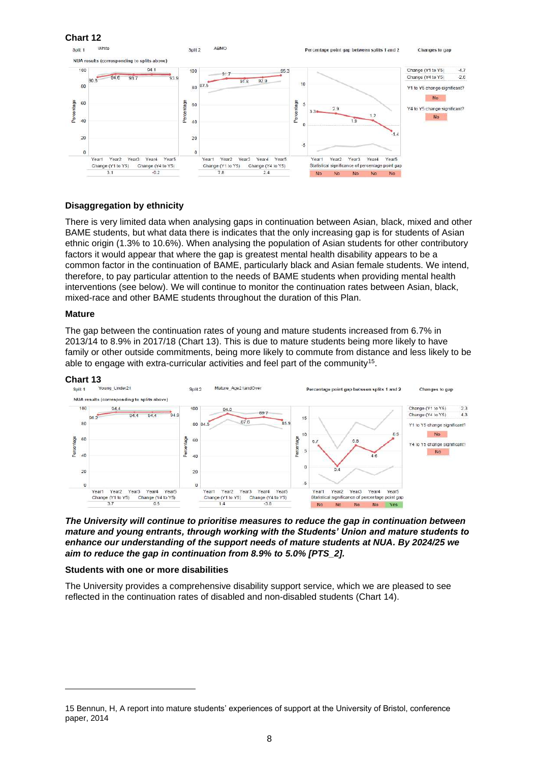### Chart 12

Split 1 White
Split 2 ABMO
Percentage point gap between splits 1 and 2
Changes to gap

NUA results (corresponding to splits above)

Percentage
100, 80, 60, 40, 20, 0
90.8, 94.6, 93.7, 94.1, 93.9
Year1 Year2 Year3 Year4 Year5
Change (Y1 to Y5) 3.1
Change (Y4 to Y5) -0.2

Percentage
100, 80, 60, 40, 20, 0
87.5, 91.7, 91.8, 92.9, 95.3
Year1 Year2 Year3 Year4 Year5
Change (Y1 to Y5) 7.8
Change (Y4 to Y5) 2.4

Percentage
10, 5, 0, -5
3.3, 2.9, 1.9, 1.2, -1.4
Year1 Year2 Year3 Year4 Year5
Statistical significance of percentage point gap
No No No No No

Change (Y1 to Y5) -4.7
Change (Y4 to Y5) -2.6
Y1 to Y5 change significant? No
Y4 to Y5 change significant? No

#### Disaggregation by ethnicity

There is very limited data when analysing gaps in continuation between Asian, black, mixed and other BAME students, but what data there is indicates that the only increasing gap is for students of Asian ethnic origin (1.3% to 10.6%). When analysing the population of Asian students for other contributory factors it would appear that where the gap is greatest mental health disability appears to be a common factor in the continuation of BAME, particularly black and Asian female students. We intend, therefore, to pay particular attention to the needs of BAME students when providing mental health interventions (see below). We will continue to monitor the continuation rates between Asian, black, mixed-race and other BAME students throughout the duration of this Plan.

#### Mature

The gap between the continuation rates of young and mature students increased from 6.7% in 2013/14 to 8.9% in 2017/18 (Chart 13). This is due to mature students being more likely to have family or other outside commitments, being more likely to commute from distance and less likely to be able to engage with extra-curricular activities and feel part of the community[15].

### Chart 13

Split 1 Young_Under21
Split 2 Mature_Age21andOver
Percentage point gap between splits 1 and 2
Changes to gap

NUA results (corresponding to splits above)

Percentage
100, 80, 60, 40, 20, 0
91.2, 94.4, 94.4, 94.4, 94.9
Year1 Year2 Year3 Year4 Year5
Change (Y1 to Y5) 3.7
Change (Y4 to Y5) 0.5

Percentage
100, 80, 60, 40, 20, 0
84.5, 94.0, 87.6, 89.7, 85.9
Year1 Year2 Year3 Year4 Year5
Change (Y1 to Y5) 1.4
Change (Y4 to Y5) -3.8

Percentage
15, 10, 5, 0, -5
6.7, 0.4, 6.8, 4.6, 8.9
Year1 Year2 Year3 Year4 Year5
Statistical significance of percentage point gap
No No No No Yes

Change (Y1 to Y5) 2.3
Change (Y4 to Y5) 4.3
Y1 to Y5 change significant? No
Y4 to Y5 change significant? No

***The University will continue to prioritise measures to reduce the gap in continuation between mature and young entrants, through working with the Students' Union and mature students to enhance our understanding of the support needs of mature students at NUA. By 2024/25 we aim to reduce the gap in continuation from 8.9% to 5.0% [PTS_2].***

#### Students with one or more disabilities

The University provides a comprehensive disability support service, which we are pleased to see reflected in the continuation rates of disabled and non-disabled students (Chart 14).

15 Bennun, H, A report into mature students' experiences of support at the University of Bristol, conference paper, 2014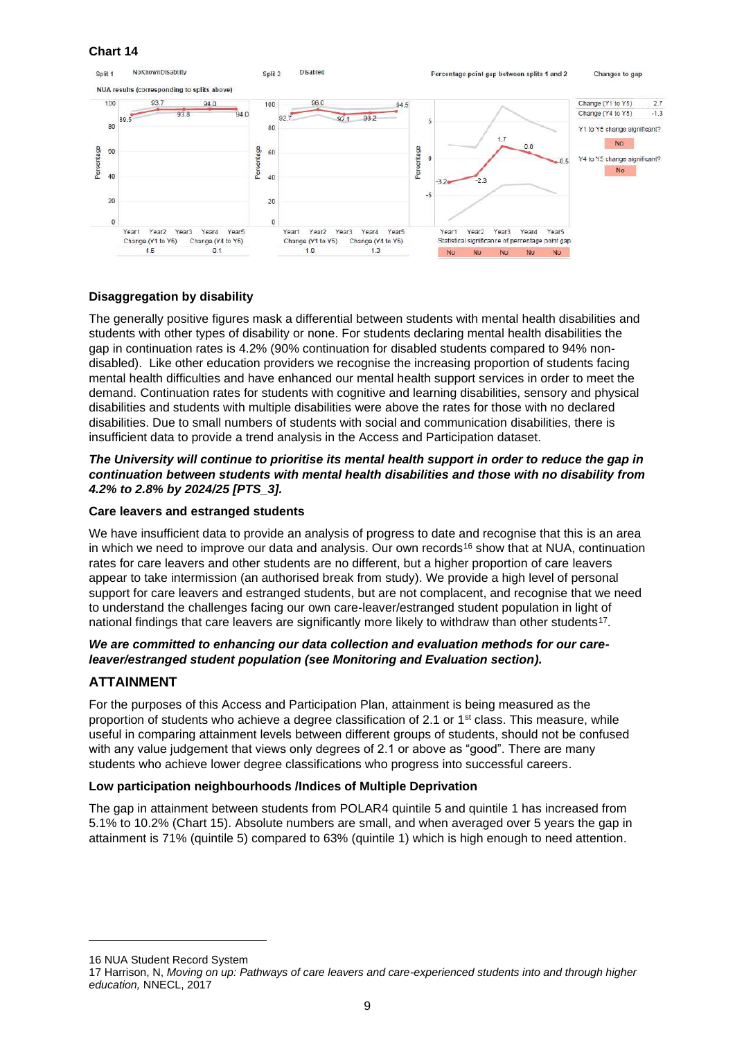### Chart 14

Split 1 NoKnownDisability

Split 2 Disabled

Percentage point gap between splits 1 and 2

Changes to gap

NUA results (corresponding to splits above)

100
80
60
40
20
0

Percentage

89.5 93.7 93.8 94.0 94.0

Year1 Year2 Year3 Year4 Year5

Change (Y1 to Y5) Change (Y4 to Y5)

4.5 -0.1

92.7 96.0 92.1 93.2 94.5

Year1 Year2 Year3 Year4 Year5

Change (Y1 to Y5) Change (Y4 to Y5)

1.8 1.3

5
0
-5

-3.2 -2.3 1.7 0.8 -0.5

Year1 Year2 Year3 Year4 Year5

Statistical significance of percentage point gap

No No No No No

Change (Y1 to Y5) 2.7

Change (Y4 to Y5) -1.3

Y1 to Y5 change significant?

No

Y4 to Y5 change significant?

No

#### Disaggregation by disability

The generally positive figures mask a differential between students with mental health disabilities and students with other types of disability or none. For students declaring mental health disabilities the gap in continuation rates is 4.2% (90% continuation for disabled students compared to 94% non-disabled). Like other education providers we recognise the increasing proportion of students facing mental health difficulties and have enhanced our mental health support services in order to meet the demand. Continuation rates for students with cognitive and learning disabilities, sensory and physical disabilities and students with multiple disabilities were above the rates for those with no declared disabilities. Due to small numbers of students with social and communication disabilities, there is insufficient data to provide a trend analysis in the Access and Participation dataset.

***The University will continue to prioritise its mental health support in order to reduce the gap in continuation between students with mental health disabilities and those with no disability from 4.2% to 2.8% by 2024/25 [PTS_3].***

#### Care leavers and estranged students

We have insufficient data to provide an analysis of progress to date and recognise that this is an area in which we need to improve our data and analysis. Our own records[16] show that at NUA, continuation rates for care leavers and other students are no different, but a higher proportion of care leavers appear to take intermission (an authorised break from study). We provide a high level of personal support for care leavers and estranged students, but are not complacent, and recognise that we need to understand the challenges facing our own care-leaver/estranged student population in light of national findings that care leavers are significantly more likely to withdraw than other students[17].

***We are committed to enhancing our data collection and evaluation methods for our care-leaver/estranged student population (see Monitoring and Evaluation section).***

## ATTAINMENT

For the purposes of this Access and Participation Plan, attainment is being measured as the proportion of students who achieve a degree classification of 2.1 or 1st class. This measure, while useful in comparing attainment levels between different groups of students, should not be confused with any value judgement that views only degrees of 2.1 or above as "good". There are many students who achieve lower degree classifications who progress into successful careers.

#### Low participation neighbourhoods /Indices of Multiple Deprivation

The gap in attainment between students from POLAR4 quintile 5 and quintile 1 has increased from 5.1% to 10.2% (Chart 15). Absolute numbers are small, and when averaged over 5 years the gap in attainment is 71% (quintile 5) compared to 63% (quintile 1) which is high enough to need attention.

---

16 NUA Student Record System

17 Harrison, N, *Moving on up: Pathways of care leavers and care-experienced students into and through higher education,* NNECL, 2017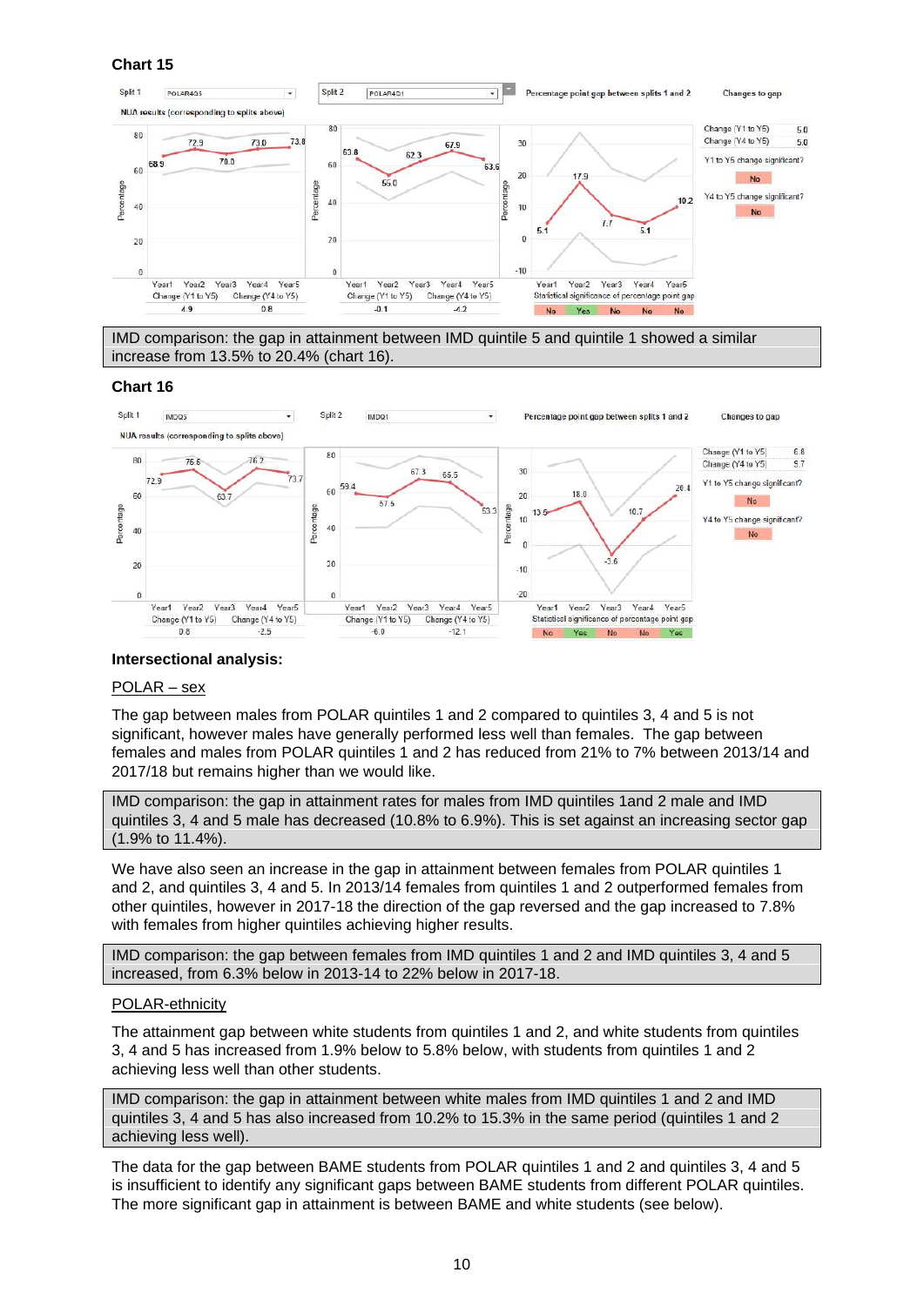### Chart 15

Split 1 POLAR4Q5
Split 2 POLAR4Q1
Percentage point gap between splits 1 and 2
Changes to gap

NUA results (corresponding to splits above)

80
72.9
73.0
73.8
68.9
70.0
60
40
20
0
Percentage
Year1 Year2 Year3 Year4 Year5
Change (Y1 to Y5) Change (Y4 to Y5)
4.9 0.8

80
63.8
62.3
67.9
55.0
63.6
60
40
20
0
Percentage
Year1 Year2 Year3 Year4 Year5
Change (Y1 to Y5) Change (Y4 to Y5)
-0.1 -4.2

30
20
17.9
10
10.2
5.1
7.7
5.1
0
-10
Percentage
Year1 Year2 Year3 Year4 Year5
Statistical significance of percentage point gap
No Yes No No No

Change (Y1 to Y5) 5.0
Change (Y4 to Y5) 5.0
Y1 to Y5 change significant?
No
Y4 to Y5 change significant?
No

IMD comparison: the gap in attainment between IMD quintile 5 and quintile 1 showed a similar increase from 13.5% to 20.4% (chart 16).

### Chart 16

Split 1 IMDQ5
Split 2 IMDQ1
Percentage point gap between splits 1 and 2
Changes to gap

NUA results (corresponding to splits above)

80
75.6
76.2
72.9
73.7
63.7
60
40
20
0
Percentage
Year1 Year2 Year3 Year4 Year5
Change (Y1 to Y5) Change (Y4 to Y5)
0.8 -2.5

80
67.3
65.5
59.4
57.6
53.3
60
40
20
0
Percentage
Year1 Year2 Year3 Year4 Year5
Change (Y1 to Y5) Change (Y4 to Y5)
-6.0 -12.1

30
20
18.0
20.4
13.5
10.7
10
0
-3.6
-10
-20
Percentage
Year1 Year2 Year3 Year4 Year5
Statistical significance of percentage point gap
No Yes No No Yes

Change (Y1 to Y5) 6.8
Change (Y4 to Y5) 9.7
Y1 to Y5 change significant?
No
Y4 to Y5 change significant?
No

**Intersectional analysis:**

POLAR – sex

The gap between males from POLAR quintiles 1 and 2 compared to quintiles 3, 4 and 5 is not significant, however males have generally performed less well than females. The gap between females and males from POLAR quintiles 1 and 2 has reduced from 21% to 7% between 2013/14 and 2017/18 but remains higher than we would like.

IMD comparison: the gap in attainment rates for males from IMD quintiles 1and 2 male and IMD quintiles 3, 4 and 5 male has decreased (10.8% to 6.9%). This is set against an increasing sector gap (1.9% to 11.4%).

We have also seen an increase in the gap in attainment between females from POLAR quintiles 1 and 2, and quintiles 3, 4 and 5. In 2013/14 females from quintiles 1 and 2 outperformed females from other quintiles, however in 2017-18 the direction of the gap reversed and the gap increased to 7.8% with females from higher quintiles achieving higher results.

IMD comparison: the gap between females from IMD quintiles 1 and 2 and IMD quintiles 3, 4 and 5 increased, from 6.3% below in 2013-14 to 22% below in 2017-18.

POLAR-ethnicity

The attainment gap between white students from quintiles 1 and 2, and white students from quintiles 3, 4 and 5 has increased from 1.9% below to 5.8% below, with students from quintiles 1 and 2 achieving less well than other students.

IMD comparison: the gap in attainment between white males from IMD quintiles 1 and 2 and IMD quintiles 3, 4 and 5 has also increased from 10.2% to 15.3% in the same period (quintiles 1 and 2 achieving less well).

The data for the gap between BAME students from POLAR quintiles 1 and 2 and quintiles 3, 4 and 5 is insufficient to identify any significant gaps between BAME students from different POLAR quintiles. The more significant gap in attainment is between BAME and white students (see below).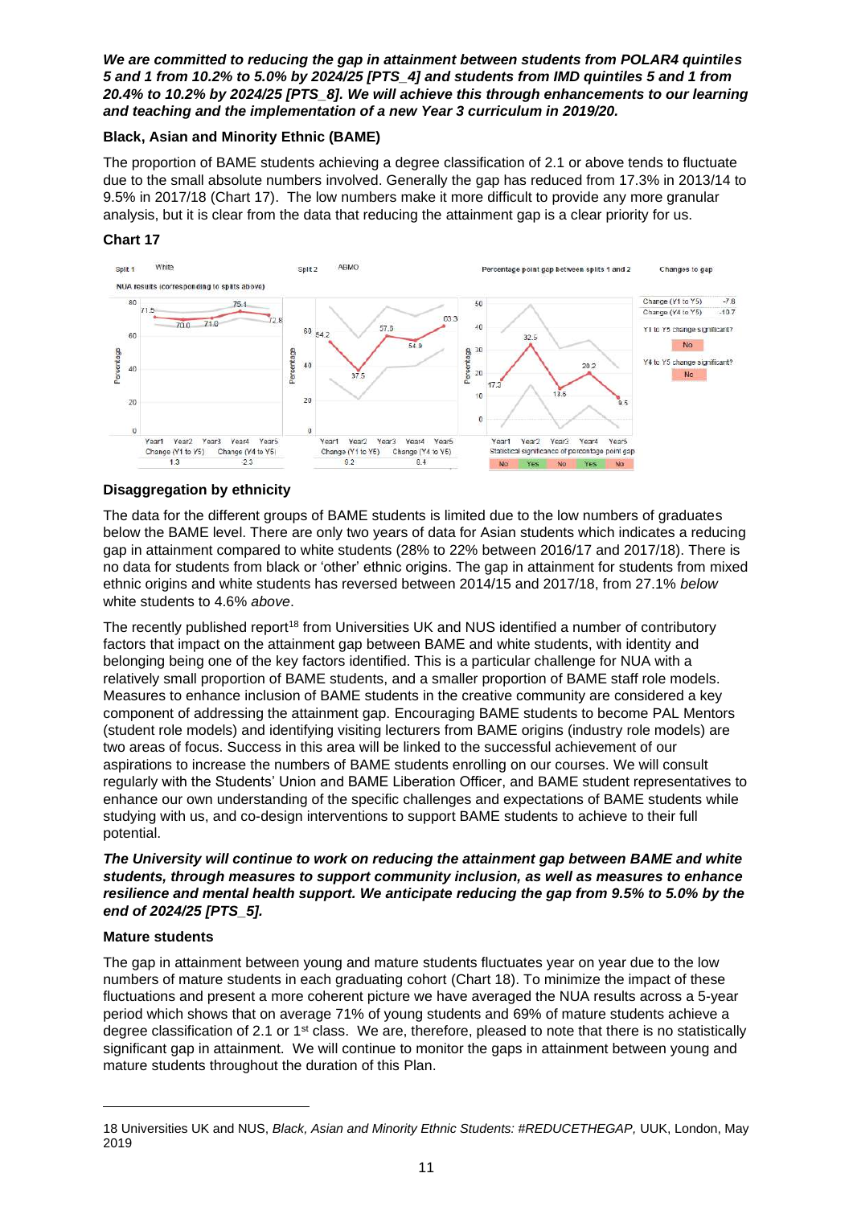***We are committed to reducing the gap in attainment between students from POLAR4 quintiles 5 and 1 from 10.2% to 5.0% by 2024/25 [PTS_4] and students from IMD quintiles 5 and 1 from 20.4% to 10.2% by 2024/25 [PTS_8]. We will achieve this through enhancements to our learning and teaching and the implementation of a new Year 3 curriculum in 2019/20.***

**Black, Asian and Minority Ethnic (BAME)**

The proportion of BAME students achieving a degree classification of 2.1 or above tends to fluctuate due to the small absolute numbers involved. Generally the gap has reduced from 17.3% in 2013/14 to 9.5% in 2017/18 (Chart 17). The low numbers make it more difficult to provide any more granular analysis, but it is clear from the data that reducing the attainment gap is a clear priority for us.

**Chart 17**

Split 1 White
NUA results (corresponding to splits above)
71.5 70.0 71.0 75.1 72.8
Year1 Year2 Year3 Year4 Year5
Change (Y1 to Y5) 1.3
Change (Y4 to Y5) -2.3

Split 2 ABMO
54.2 37.5 57.6 54.9 63.3
Year1 Year2 Year3 Year4 Year5
Change (Y1 to Y5) 9.2
Change (Y4 to Y5) 8.4

Percentage point gap between splits 1 and 2
17.3 32.5 13.6 20.2 9.5
Year1 Year2 Year3 Year4 Year5
Statistical significance of percentage point gap
No Yes No Yes No

Changes to gap
Change (Y1 to Y5) -7.8
Change (Y4 to Y5) -10.7
Y1 to Y5 change significant? No
Y4 to Y5 change significant? No

**Disaggregation by ethnicity**

The data for the different groups of BAME students is limited due to the low numbers of graduates below the BAME level. There are only two years of data for Asian students which indicates a reducing gap in attainment compared to white students (28% to 22% between 2016/17 and 2017/18). There is no data for students from black or 'other' ethnic origins. The gap in attainment for students from mixed ethnic origins and white students has reversed between 2014/15 and 2017/18, from 27.1% *below* white students to 4.6% *above*.

The recently published report[18] from Universities UK and NUS identified a number of contributory factors that impact on the attainment gap between BAME and white students, with identity and belonging being one of the key factors identified. This is a particular challenge for NUA with a relatively small proportion of BAME students, and a smaller proportion of BAME staff role models. Measures to enhance inclusion of BAME students in the creative community are considered a key component of addressing the attainment gap. Encouraging BAME students to become PAL Mentors (student role models) and identifying visiting lecturers from BAME origins (industry role models) are two areas of focus. Success in this area will be linked to the successful achievement of our aspirations to increase the numbers of BAME students enrolling on our courses. We will consult regularly with the Students' Union and BAME Liberation Officer, and BAME student representatives to enhance our own understanding of the specific challenges and expectations of BAME students while studying with us, and co-design interventions to support BAME students to achieve to their full potential.

***The University will continue to work on reducing the attainment gap between BAME and white students, through measures to support community inclusion, as well as measures to enhance resilience and mental health support. We anticipate reducing the gap from 9.5% to 5.0% by the end of 2024/25 [PTS_5].***

**Mature students**

The gap in attainment between young and mature students fluctuates year on year due to the low numbers of mature students in each graduating cohort (Chart 18). To minimize the impact of these fluctuations and present a more coherent picture we have averaged the NUA results across a 5-year period which shows that on average 71% of young students and 69% of mature students achieve a degree classification of 2.1 or 1st class. We are, therefore, pleased to note that there is no statistically significant gap in attainment. We will continue to monitor the gaps in attainment between young and mature students throughout the duration of this Plan.

18 Universities UK and NUS, *Black, Asian and Minority Ethnic Students: #REDUCETHEGAP,* UUK, London, May 2019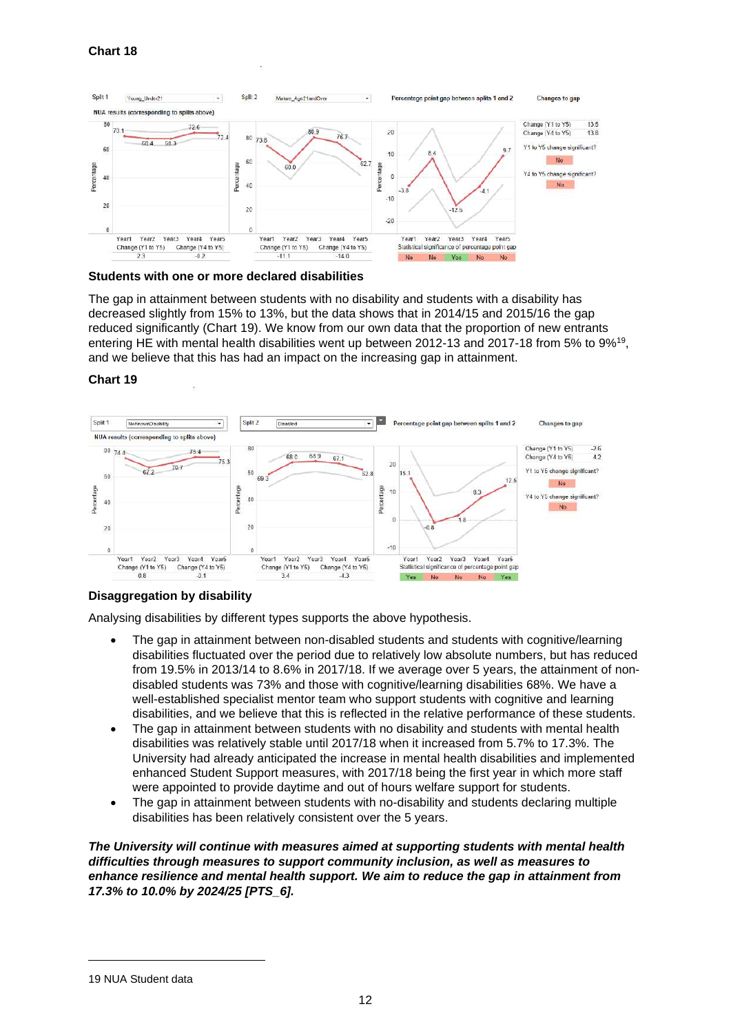**Chart 18**

Split 1 Young_Under21
Split 2 Mature_Age21andOver
NUA results (corresponding to splits above)
Percentage point gap between splits 1 and 2
Changes to gap

70.1 68.4 68.3 72.6 72.4
Change (Y1 to Y5) 2.3 Change (Y4 to Y5) -0.2

73.8 60.0 80.9 76.7 62.7
Change (Y1 to Y5) -11.1 Change (Y4 to Y5) -14.0

-3.8 8.4 -12.5 -4.1 9.7
Statistical significance of percentage point gap: No No Yes No No

Change (Y1 to Y5) 13.5
Change (Y4 to Y5) 13.8
Y1 to Y5 change significant? No
Y4 to Y5 change significant? No

**Students with one or more declared disabilities**

The gap in attainment between students with no disability and students with a disability has decreased slightly from 15% to 13%, but the data shows that in 2014/15 and 2015/16 the gap reduced significantly (Chart 19). We know from our own data that the proportion of new entrants entering HE with mental health disabilities went up between 2012-13 and 2017-18 from 5% to 9%[19], and we believe that this has had an impact on the increasing gap in attainment.

**Chart 19**

Split 1 NoKnownDisability
Split 2 Disabled
NUA results (corresponding to splits above)
Percentage point gap between splits 1 and 2
Changes to gap

74.4 67.2 70.7 75.4 75.3
Change (Y1 to Y5) 0.8 Change (Y4 to Y5) -0.1

59.3 68.0 68.9 67.1 62.8
Change (Y1 to Y5) 3.4 Change (Y4 to Y5) -4.3

15.1 -0.8 1.8 8.3 12.5
Statistical significance of percentage point gap: Yes No No No Yes

Change (Y1 to Y5) -2.6
Change (Y4 to Y5) 4.2
Y1 to Y5 change significant? No
Y4 to Y5 change significant? No

**Disaggregation by disability**

Analysing disabilities by different types supports the above hypothesis.

- The gap in attainment between non-disabled students and students with cognitive/learning disabilities fluctuated over the period due to relatively low absolute numbers, but has reduced from 19.5% in 2013/14 to 8.6% in 2017/18. If we average over 5 years, the attainment of non-disabled students was 73% and those with cognitive/learning disabilities 68%. We have a well-established specialist mentor team who support students with cognitive and learning disabilities, and we believe that this is reflected in the relative performance of these students.
- The gap in attainment between students with no disability and students with mental health disabilities was relatively stable until 2017/18 when it increased from 5.7% to 17.3%. The University had already anticipated the increase in mental health disabilities and implemented enhanced Student Support measures, with 2017/18 being the first year in which more staff were appointed to provide daytime and out of hours welfare support for students.
- The gap in attainment between students with no-disability and students declaring multiple disabilities has been relatively consistent over the 5 years.

***The University will continue with measures aimed at supporting students with mental health difficulties through measures to support community inclusion, as well as measures to enhance resilience and mental health support. We aim to reduce the gap in attainment from 17.3% to 10.0% by 2024/25 [PTS_6].***

19 NUA Student data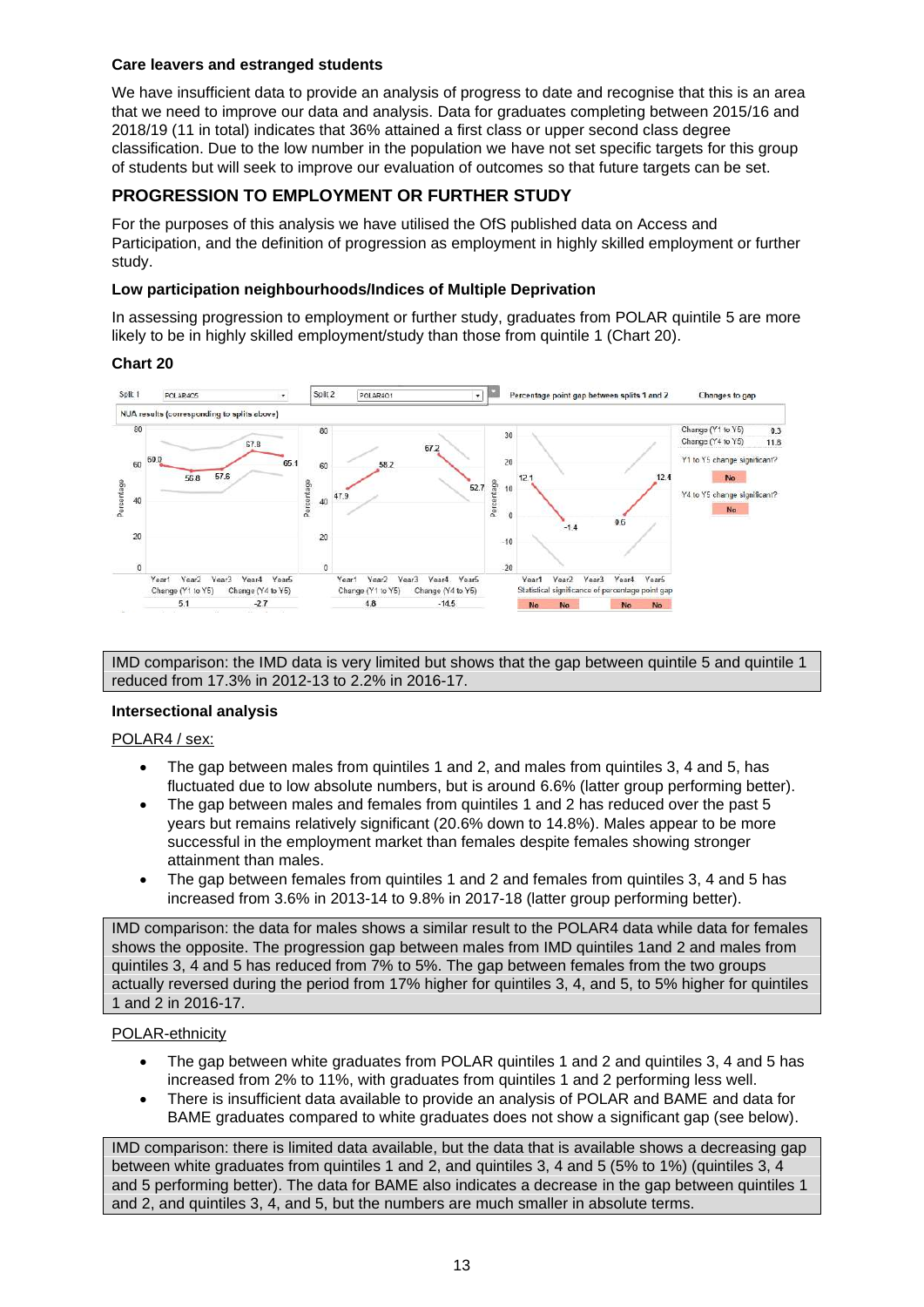**Care leavers and estranged students**

We have insufficient data to provide an analysis of progress to date and recognise that this is an area that we need to improve our data and analysis. Data for graduates completing between 2015/16 and 2018/19 (11 in total) indicates that 36% attained a first class or upper second class degree classification. Due to the low number in the population we have not set specific targets for this group of students but will seek to improve our evaluation of outcomes so that future targets can be set.

## PROGRESSION TO EMPLOYMENT OR FURTHER STUDY

For the purposes of this analysis we have utilised the OfS published data on Access and Participation, and the definition of progression as employment in highly skilled employment or further study.

**Low participation neighbourhoods/Indices of Multiple Deprivation**

In assessing progression to employment or further study, graduates from POLAR quintile 5 are more likely to be in highly skilled employment/study than those from quintile 1 (Chart 20).

**Chart 20**

Split 1 POLAR405
Split 2 POLAR401
Percentage point gap between splits 1 and 2
Changes to gap
NUA results (corresponding to splits above)

80 60 40 20 0
Percentage
60.0 56.8 57.6 67.8 65.1
Year1 Year2 Year3 Year4 Year5
Change (Y1 to Y5) 5.1
Change (Y4 to Y5) -2.7

80 60 40 20 0
Percentage
47.9 58.2 67.2 52.7
Year1 Year2 Year3 Year4 Year5
Change (Y1 to Y5) 4.8
Change (Y4 to Y5) -14.5

30 20 10 0 -10 -20
Percentage
12.1 -1.4 0.5 12.4
Year1 Year2 Year3 Year4 Year5
Statistical significance of percentage point gap
No No No No

Change (Y1 to Y5) 0.3
Change (Y4 to Y5) 11.8
Y1 to Y5 change significant? No
Y4 to Y5 change significant? No

IMD comparison: the IMD data is very limited but shows that the gap between quintile 5 and quintile 1 reduced from 17.3% in 2012-13 to 2.2% in 2016-17.

**Intersectional analysis**

POLAR4 / sex:

- The gap between males from quintiles 1 and 2, and males from quintiles 3, 4 and 5, has fluctuated due to low absolute numbers, but is around 6.6% (latter group performing better).
- The gap between males and females from quintiles 1 and 2 has reduced over the past 5 years but remains relatively significant (20.6% down to 14.8%). Males appear to be more successful in the employment market than females despite females showing stronger attainment than males.
- The gap between females from quintiles 1 and 2 and females from quintiles 3, 4 and 5 has increased from 3.6% in 2013-14 to 9.8% in 2017-18 (latter group performing better).

IMD comparison: the data for males shows a similar result to the POLAR4 data while data for females shows the opposite. The progression gap between males from IMD quintiles 1and 2 and males from quintiles 3, 4 and 5 has reduced from 7% to 5%. The gap between females from the two groups actually reversed during the period from 17% higher for quintiles 3, 4, and 5, to 5% higher for quintiles 1 and 2 in 2016-17.

POLAR-ethnicity

- The gap between white graduates from POLAR quintiles 1 and 2 and quintiles 3, 4 and 5 has increased from 2% to 11%, with graduates from quintiles 1 and 2 performing less well.
- There is insufficient data available to provide an analysis of POLAR and BAME and data for BAME graduates compared to white graduates does not show a significant gap (see below).

IMD comparison: there is limited data available, but the data that is available shows a decreasing gap between white graduates from quintiles 1 and 2, and quintiles 3, 4 and 5 (5% to 1%) (quintiles 3, 4 and 5 performing better). The data for BAME also indicates a decrease in the gap between quintiles 1 and 2, and quintiles 3, 4, and 5, but the numbers are much smaller in absolute terms.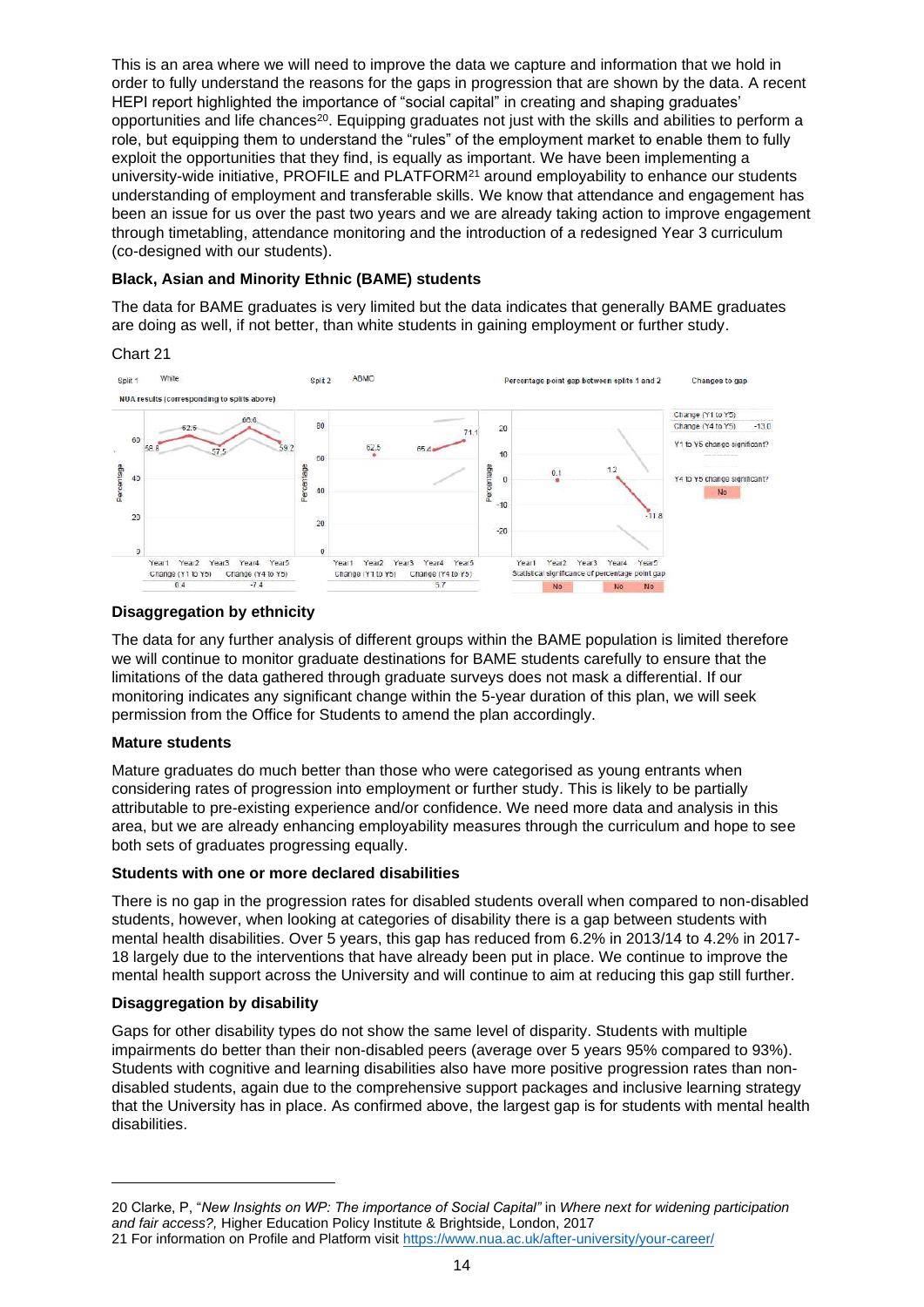This is an area where we will need to improve the data we capture and information that we hold in order to fully understand the reasons for the gaps in progression that are shown by the data. A recent HEPI report highlighted the importance of "social capital" in creating and shaping graduates' opportunities and life chances[20]. Equipping graduates not just with the skills and abilities to perform a role, but equipping them to understand the "rules" of the employment market to enable them to fully exploit the opportunities that they find, is equally as important. We have been implementing a university-wide initiative, PROFILE and PLATFORM[21] around employability to enhance our students understanding of employment and transferable skills. We know that attendance and engagement has been an issue for us over the past two years and we are already taking action to improve engagement through timetabling, attendance monitoring and the introduction of a redesigned Year 3 curriculum (co-designed with our students).

**Black, Asian and Minority Ethnic (BAME) students**

The data for BAME graduates is very limited but the data indicates that generally BAME graduates are doing as well, if not better, than white students in gaining employment or further study.

Chart 21

Split 1 White
Split 2 ABMO
Percentage point gap between splits 1 and 2
Changes to gap
NUA results (corresponding to splits above)

Percentage
60
40
20
0
58.8 62.5 57.5 60.6 59.2
Year1 Year2 Year3 Year4 Year5
Change (Y1 to Y5) 0.4
Change (Y4 to Y5) -1.4

Percentage
80
60
40
20
0
62.5 65.4 71.1
Year1 Year2 Year3 Year4 Year5
Change (Y1 to Y5)
Change (Y4 to Y5) 5.7

Percentage
20
10
0
-10
-20
0.1 1.2 -11.8
Year1 Year2 Year3 Year4 Year5
Statistical significance of percentage point gap
No No No

Change (Y1 to Y5)
Change (Y4 to Y5) -13.0
Y1 to Y5 change significant?
Y4 to Y5 change significant?
No

**Disaggregation by ethnicity**

The data for any further analysis of different groups within the BAME population is limited therefore we will continue to monitor graduate destinations for BAME students carefully to ensure that the limitations of the data gathered through graduate surveys does not mask a differential. If our monitoring indicates any significant change within the 5-year duration of this plan, we will seek permission from the Office for Students to amend the plan accordingly.

**Mature students**

Mature graduates do much better than those who were categorised as young entrants when considering rates of progression into employment or further study. This is likely to be partially attributable to pre-existing experience and/or confidence. We need more data and analysis in this area, but we are already enhancing employability measures through the curriculum and hope to see both sets of graduates progressing equally.

**Students with one or more declared disabilities**

There is no gap in the progression rates for disabled students overall when compared to non-disabled students, however, when looking at categories of disability there is a gap between students with mental health disabilities. Over 5 years, this gap has reduced from 6.2% in 2013/14 to 4.2% in 2017-18 largely due to the interventions that have already been put in place. We continue to improve the mental health support across the University and will continue to aim at reducing this gap still further.

**Disaggregation by disability**

Gaps for other disability types do not show the same level of disparity. Students with multiple impairments do better than their non-disabled peers (average over 5 years 95% compared to 93%). Students with cognitive and learning disabilities also have more positive progression rates than non-disabled students, again due to the comprehensive support packages and inclusive learning strategy that the University has in place. As confirmed above, the largest gap is for students with mental health disabilities.

---

20 Clarke, P, "*New Insights on WP: The importance of Social Capital"* in *Where next for widening participation and fair access?,* Higher Education Policy Institute & Brightside, London, 2017

21 For information on Profile and Platform visit https://www.nua.ac.uk/after-university/your-career/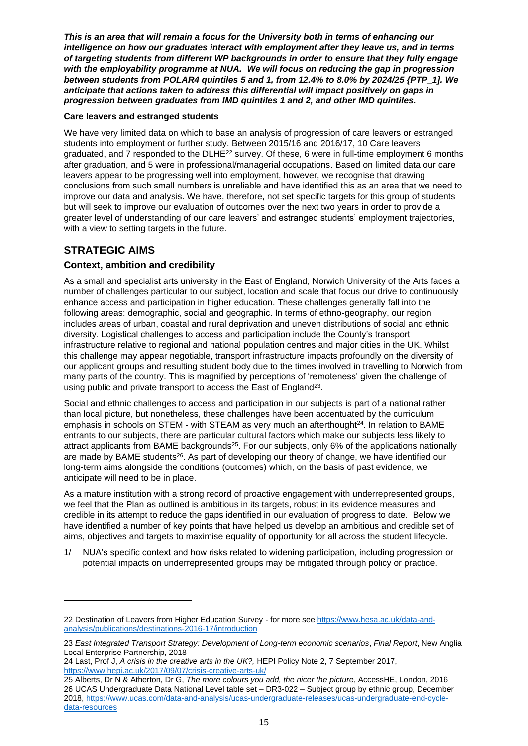***This is an area that will remain a focus for the University both in terms of enhancing our intelligence on how our graduates interact with employment after they leave us, and in terms of targeting students from different WP backgrounds in order to ensure that they fully engage with the employability programme at NUA. We will focus on reducing the gap in progression between students from POLAR4 quintiles 5 and 1, from 12.4% to 8.0% by 2024/25 {PTP_1]. We anticipate that actions taken to address this differential will impact positively on gaps in progression between graduates from IMD quintiles 1 and 2, and other IMD quintiles.***

**Care leavers and estranged students**

We have very limited data on which to base an analysis of progression of care leavers or estranged students into employment or further study. Between 2015/16 and 2016/17, 10 Care leavers graduated, and 7 responded to the DLHE[22] survey. Of these, 6 were in full-time employment 6 months after graduation, and 5 were in professional/managerial occupations. Based on limited data our care leavers appear to be progressing well into employment, however, we recognise that drawing conclusions from such small numbers is unreliable and have identified this as an area that we need to improve our data and analysis. We have, therefore, not set specific targets for this group of students but will seek to improve our evaluation of outcomes over the next two years in order to provide a greater level of understanding of our care leavers' and estranged students' employment trajectories, with a view to setting targets in the future.

## STRATEGIC AIMS

### Context, ambition and credibility

As a small and specialist arts university in the East of England, Norwich University of the Arts faces a number of challenges particular to our subject, location and scale that focus our drive to continuously enhance access and participation in higher education. These challenges generally fall into the following areas: demographic, social and geographic. In terms of ethno-geography, our region includes areas of urban, coastal and rural deprivation and uneven distributions of social and ethnic diversity. Logistical challenges to access and participation include the County's transport infrastructure relative to regional and national population centres and major cities in the UK. Whilst this challenge may appear negotiable, transport infrastructure impacts profoundly on the diversity of our applicant groups and resulting student body due to the times involved in travelling to Norwich from many parts of the country. This is magnified by perceptions of 'remoteness' given the challenge of using public and private transport to access the East of England[23].

Social and ethnic challenges to access and participation in our subjects is part of a national rather than local picture, but nonetheless, these challenges have been accentuated by the curriculum emphasis in schools on STEM - with STEAM as very much an afterthought[24]. In relation to BAME entrants to our subjects, there are particular cultural factors which make our subjects less likely to attract applicants from BAME backgrounds[25]. For our subjects, only 6% of the applications nationally are made by BAME students[26]. As part of developing our theory of change, we have identified our long-term aims alongside the conditions (outcomes) which, on the basis of past evidence, we anticipate will need to be in place.

As a mature institution with a strong record of proactive engagement with underrepresented groups, we feel that the Plan as outlined is ambitious in its targets, robust in its evidence measures and credible in its attempt to reduce the gaps identified in our evaluation of progress to date. Below we have identified a number of key points that have helped us develop an ambitious and credible set of aims, objectives and targets to maximise equality of opportunity for all across the student lifecycle.

1/ NUA's specific context and how risks related to widening participation, including progression or potential impacts on underrepresented groups may be mitigated through policy or practice.

---

22 Destination of Leavers from Higher Education Survey - for more see https://www.hesa.ac.uk/data-and-analysis/publications/destinations-2016-17/introduction

23 *East Integrated Transport Strategy: Development of Long-term economic scenarios*, *Final Report*, New Anglia Local Enterprise Partnership, 2018

24 Last, Prof J, *A crisis in the creative arts in the UK?,* HEPI Policy Note 2, 7 September 2017, https://www.hepi.ac.uk/2017/09/07/crisis-creative-arts-uk/

25 Alberts, Dr N & Atherton, Dr G, *The more colours you add, the nicer the picture*, AccessHE, London, 2016

26 UCAS Undergraduate Data National Level table set – DR3-022 – Subject group by ethnic group, December 2018, https://www.ucas.com/data-and-analysis/ucas-undergraduate-releases/ucas-undergraduate-end-cycle-data-resources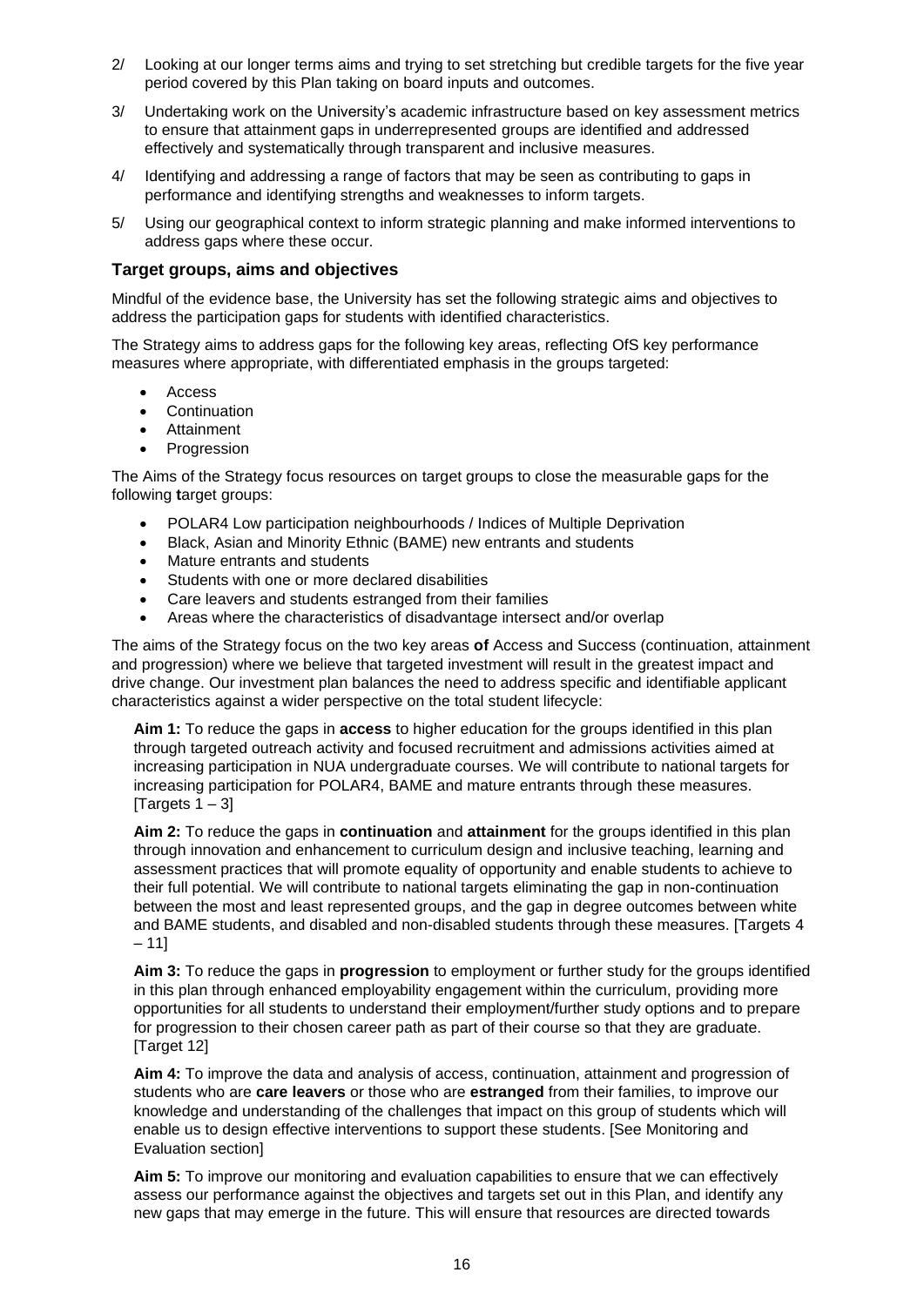2/ Looking at our longer terms aims and trying to set stretching but credible targets for the five year period covered by this Plan taking on board inputs and outcomes.

3/ Undertaking work on the University's academic infrastructure based on key assessment metrics to ensure that attainment gaps in underrepresented groups are identified and addressed effectively and systematically through transparent and inclusive measures.

4/ Identifying and addressing a range of factors that may be seen as contributing to gaps in performance and identifying strengths and weaknesses to inform targets.

5/ Using our geographical context to inform strategic planning and make informed interventions to address gaps where these occur.

### Target groups, aims and objectives

Mindful of the evidence base, the University has set the following strategic aims and objectives to address the participation gaps for students with identified characteristics.

The Strategy aims to address gaps for the following key areas, reflecting OfS key performance measures where appropriate, with differentiated emphasis in the groups targeted:

- Access
- Continuation
- Attainment
- Progression

The Aims of the Strategy focus resources on target groups to close the measurable gaps for the following **t**arget groups:

- POLAR4 Low participation neighbourhoods / Indices of Multiple Deprivation
- Black, Asian and Minority Ethnic (BAME) new entrants and students
- Mature entrants and students
- Students with one or more declared disabilities
- Care leavers and students estranged from their families
- Areas where the characteristics of disadvantage intersect and/or overlap

The aims of the Strategy focus on the two key areas **of** Access and Success (continuation, attainment and progression) where we believe that targeted investment will result in the greatest impact and drive change. Our investment plan balances the need to address specific and identifiable applicant characteristics against a wider perspective on the total student lifecycle:

**Aim 1:** To reduce the gaps in **access** to higher education for the groups identified in this plan through targeted outreach activity and focused recruitment and admissions activities aimed at increasing participation in NUA undergraduate courses. We will contribute to national targets for increasing participation for POLAR4, BAME and mature entrants through these measures. [Targets 1 – 3]

**Aim 2:** To reduce the gaps in **continuation** and **attainment** for the groups identified in this plan through innovation and enhancement to curriculum design and inclusive teaching, learning and assessment practices that will promote equality of opportunity and enable students to achieve to their full potential. We will contribute to national targets eliminating the gap in non-continuation between the most and least represented groups, and the gap in degree outcomes between white and BAME students, and disabled and non-disabled students through these measures. [Targets 4 – 11]

**Aim 3:** To reduce the gaps in **progression** to employment or further study for the groups identified in this plan through enhanced employability engagement within the curriculum, providing more opportunities for all students to understand their employment/further study options and to prepare for progression to their chosen career path as part of their course so that they are graduate. [Target 12]

**Aim 4:** To improve the data and analysis of access, continuation, attainment and progression of students who are **care leavers** or those who are **estranged** from their families, to improve our knowledge and understanding of the challenges that impact on this group of students which will enable us to design effective interventions to support these students. [See Monitoring and Evaluation section]

**Aim 5:** To improve our monitoring and evaluation capabilities to ensure that we can effectively assess our performance against the objectives and targets set out in this Plan, and identify any new gaps that may emerge in the future. This will ensure that resources are directed towards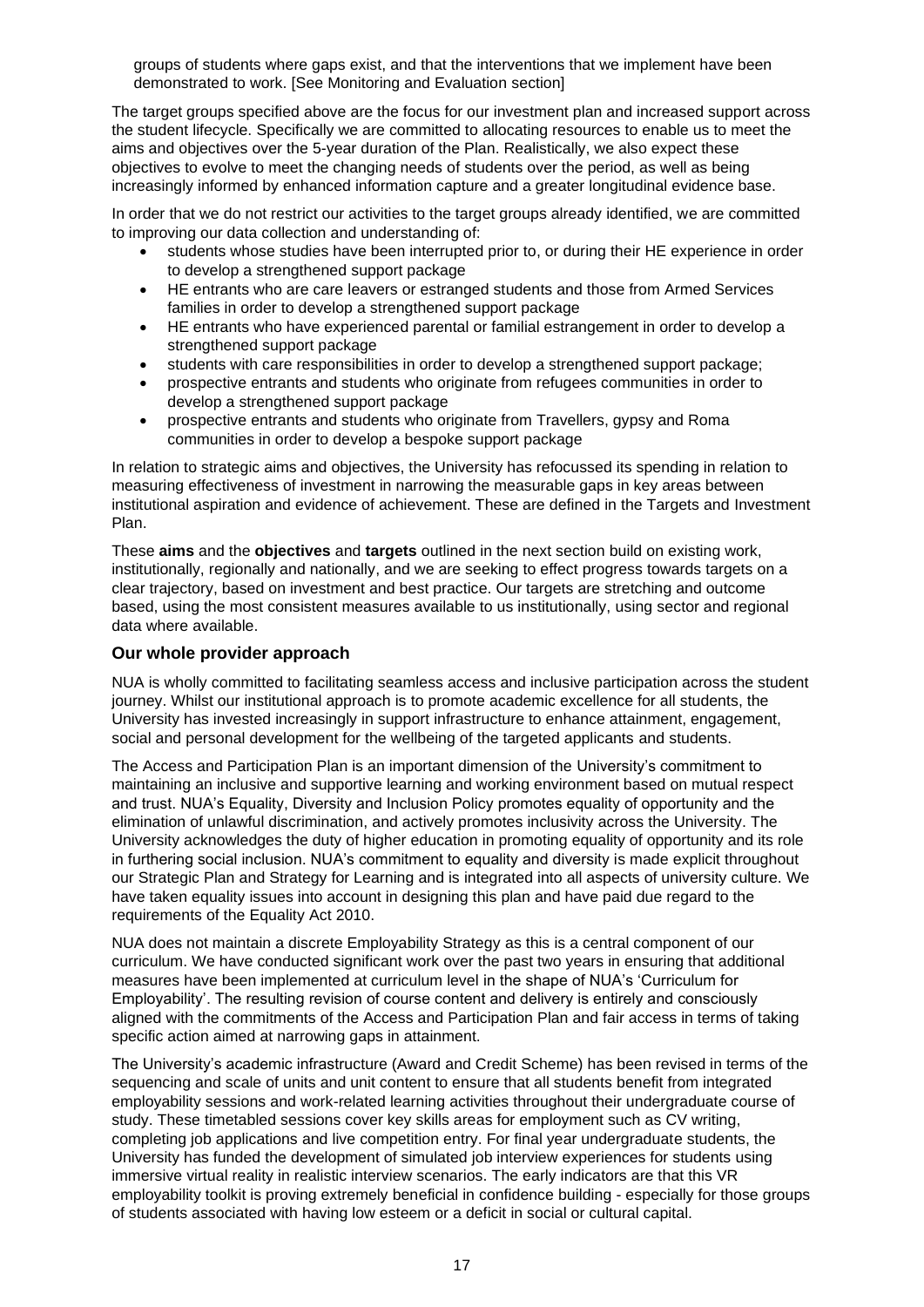groups of students where gaps exist, and that the interventions that we implement have been demonstrated to work. [See Monitoring and Evaluation section]

The target groups specified above are the focus for our investment plan and increased support across the student lifecycle. Specifically we are committed to allocating resources to enable us to meet the aims and objectives over the 5-year duration of the Plan. Realistically, we also expect these objectives to evolve to meet the changing needs of students over the period, as well as being increasingly informed by enhanced information capture and a greater longitudinal evidence base.

In order that we do not restrict our activities to the target groups already identified, we are committed to improving our data collection and understanding of:

- students whose studies have been interrupted prior to, or during their HE experience in order to develop a strengthened support package
- HE entrants who are care leavers or estranged students and those from Armed Services families in order to develop a strengthened support package
- HE entrants who have experienced parental or familial estrangement in order to develop a strengthened support package
- students with care responsibilities in order to develop a strengthened support package;
- prospective entrants and students who originate from refugees communities in order to develop a strengthened support package
- prospective entrants and students who originate from Travellers, gypsy and Roma communities in order to develop a bespoke support package

In relation to strategic aims and objectives, the University has refocussed its spending in relation to measuring effectiveness of investment in narrowing the measurable gaps in key areas between institutional aspiration and evidence of achievement. These are defined in the Targets and Investment Plan.

These **aims** and the **objectives** and **targets** outlined in the next section build on existing work, institutionally, regionally and nationally, and we are seeking to effect progress towards targets on a clear trajectory, based on investment and best practice. Our targets are stretching and outcome based, using the most consistent measures available to us institutionally, using sector and regional data where available.

## Our whole provider approach

NUA is wholly committed to facilitating seamless access and inclusive participation across the student journey. Whilst our institutional approach is to promote academic excellence for all students, the University has invested increasingly in support infrastructure to enhance attainment, engagement, social and personal development for the wellbeing of the targeted applicants and students.

The Access and Participation Plan is an important dimension of the University's commitment to maintaining an inclusive and supportive learning and working environment based on mutual respect and trust. NUA's Equality, Diversity and Inclusion Policy promotes equality of opportunity and the elimination of unlawful discrimination, and actively promotes inclusivity across the University. The University acknowledges the duty of higher education in promoting equality of opportunity and its role in furthering social inclusion. NUA's commitment to equality and diversity is made explicit throughout our Strategic Plan and Strategy for Learning and is integrated into all aspects of university culture. We have taken equality issues into account in designing this plan and have paid due regard to the requirements of the Equality Act 2010.

NUA does not maintain a discrete Employability Strategy as this is a central component of our curriculum. We have conducted significant work over the past two years in ensuring that additional measures have been implemented at curriculum level in the shape of NUA's 'Curriculum for Employability'. The resulting revision of course content and delivery is entirely and consciously aligned with the commitments of the Access and Participation Plan and fair access in terms of taking specific action aimed at narrowing gaps in attainment.

The University's academic infrastructure (Award and Credit Scheme) has been revised in terms of the sequencing and scale of units and unit content to ensure that all students benefit from integrated employability sessions and work-related learning activities throughout their undergraduate course of study. These timetabled sessions cover key skills areas for employment such as CV writing, completing job applications and live competition entry. For final year undergraduate students, the University has funded the development of simulated job interview experiences for students using immersive virtual reality in realistic interview scenarios. The early indicators are that this VR employability toolkit is proving extremely beneficial in confidence building - especially for those groups of students associated with having low esteem or a deficit in social or cultural capital.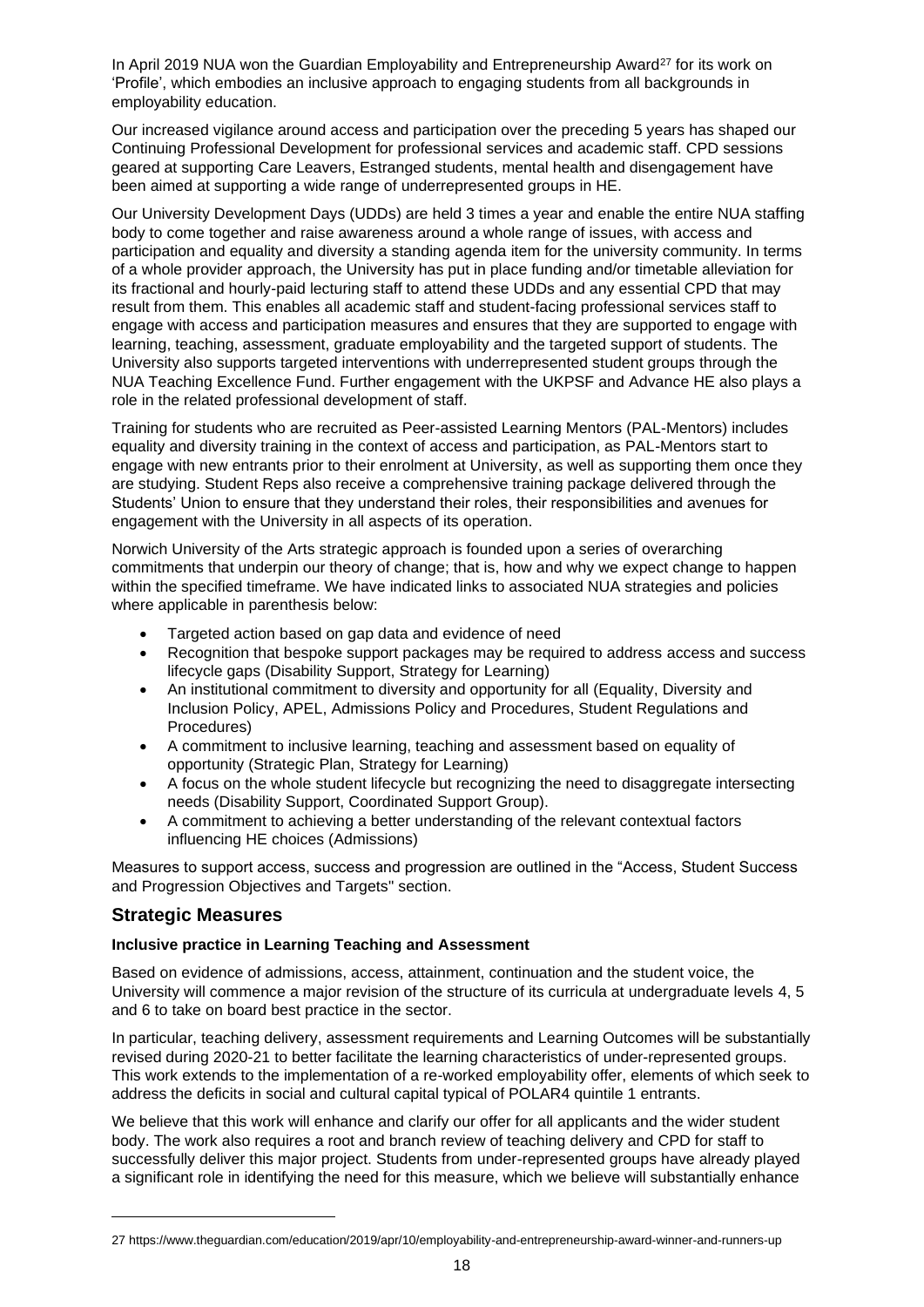In April 2019 NUA won the Guardian Employability and Entrepreneurship Award[27] for its work on 'Profile', which embodies an inclusive approach to engaging students from all backgrounds in employability education.

Our increased vigilance around access and participation over the preceding 5 years has shaped our Continuing Professional Development for professional services and academic staff. CPD sessions geared at supporting Care Leavers, Estranged students, mental health and disengagement have been aimed at supporting a wide range of underrepresented groups in HE.

Our University Development Days (UDDs) are held 3 times a year and enable the entire NUA staffing body to come together and raise awareness around a whole range of issues, with access and participation and equality and diversity a standing agenda item for the university community. In terms of a whole provider approach, the University has put in place funding and/or timetable alleviation for its fractional and hourly-paid lecturing staff to attend these UDDs and any essential CPD that may result from them. This enables all academic staff and student-facing professional services staff to engage with access and participation measures and ensures that they are supported to engage with learning, teaching, assessment, graduate employability and the targeted support of students. The University also supports targeted interventions with underrepresented student groups through the NUA Teaching Excellence Fund. Further engagement with the UKPSF and Advance HE also plays a role in the related professional development of staff.

Training for students who are recruited as Peer-assisted Learning Mentors (PAL-Mentors) includes equality and diversity training in the context of access and participation, as PAL-Mentors start to engage with new entrants prior to their enrolment at University, as well as supporting them once they are studying. Student Reps also receive a comprehensive training package delivered through the Students' Union to ensure that they understand their roles, their responsibilities and avenues for engagement with the University in all aspects of its operation.

Norwich University of the Arts strategic approach is founded upon a series of overarching commitments that underpin our theory of change; that is, how and why we expect change to happen within the specified timeframe. We have indicated links to associated NUA strategies and policies where applicable in parenthesis below:

- Targeted action based on gap data and evidence of need
- Recognition that bespoke support packages may be required to address access and success lifecycle gaps (Disability Support, Strategy for Learning)
- An institutional commitment to diversity and opportunity for all (Equality, Diversity and Inclusion Policy, APEL, Admissions Policy and Procedures, Student Regulations and Procedures)
- A commitment to inclusive learning, teaching and assessment based on equality of opportunity (Strategic Plan, Strategy for Learning)
- A focus on the whole student lifecycle but recognizing the need to disaggregate intersecting needs (Disability Support, Coordinated Support Group).
- A commitment to achieving a better understanding of the relevant contextual factors influencing HE choices (Admissions)

Measures to support access, success and progression are outlined in the "Access, Student Success and Progression Objectives and Targets" section.

## Strategic Measures

**Inclusive practice in Learning Teaching and Assessment**

Based on evidence of admissions, access, attainment, continuation and the student voice, the University will commence a major revision of the structure of its curricula at undergraduate levels 4, 5 and 6 to take on board best practice in the sector.

In particular, teaching delivery, assessment requirements and Learning Outcomes will be substantially revised during 2020-21 to better facilitate the learning characteristics of under-represented groups. This work extends to the implementation of a re-worked employability offer, elements of which seek to address the deficits in social and cultural capital typical of POLAR4 quintile 1 entrants.

We believe that this work will enhance and clarify our offer for all applicants and the wider student body. The work also requires a root and branch review of teaching delivery and CPD for staff to successfully deliver this major project. Students from under-represented groups have already played a significant role in identifying the need for this measure, which we believe will substantially enhance

27 https://www.theguardian.com/education/2019/apr/10/employability-and-entrepreneurship-award-winner-and-runners-up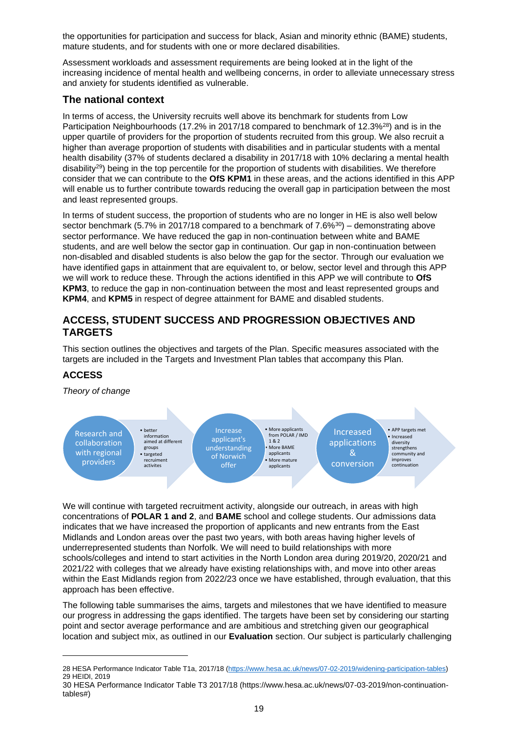the opportunities for participation and success for black, Asian and minority ethnic (BAME) students, mature students, and for students with one or more declared disabilities.

Assessment workloads and assessment requirements are being looked at in the light of the increasing incidence of mental health and wellbeing concerns, in order to alleviate unnecessary stress and anxiety for students identified as vulnerable.

## The national context

In terms of access, the University recruits well above its benchmark for students from Low Participation Neighbourhoods (17.2% in 2017/18 compared to benchmark of 12.3%[28]) and is in the upper quartile of providers for the proportion of students recruited from this group. We also recruit a higher than average proportion of students with disabilities and in particular students with a mental health disability (37% of students declared a disability in 2017/18 with 10% declaring a mental health disability[29]) being in the top percentile for the proportion of students with disabilities. We therefore consider that we can contribute to the **OfS KPM1** in these areas, and the actions identified in this APP will enable us to further contribute towards reducing the overall gap in participation between the most and least represented groups.

In terms of student success, the proportion of students who are no longer in HE is also well below sector benchmark (5.7% in 2017/18 compared to a benchmark of 7.6%[30]) – demonstrating above sector performance. We have reduced the gap in non-continuation between white and BAME students, and are well below the sector gap in continuation. Our gap in non-continuation between non-disabled and disabled students is also below the gap for the sector. Through our evaluation we have identified gaps in attainment that are equivalent to, or below, sector level and through this APP we will work to reduce these. Through the actions identified in this APP we will contribute to **OfS KPM3**, to reduce the gap in non-continuation between the most and least represented groups and **KPM4**, and **KPM5** in respect of degree attainment for BAME and disabled students.

## ACCESS, STUDENT SUCCESS AND PROGRESSION OBJECTIVES AND TARGETS

This section outlines the objectives and targets of the Plan. Specific measures associated with the targets are included in the Targets and Investment Plan tables that accompany this Plan.

### ACCESS

*Theory of change*

Research and collaboration with regional providers

- better information aimed at different groups
- targeted recruiment activites

Increase applicant's understanding of Norwich offer

- More applicants from POLAR / IMD 1 & 2
- More BAME applicants
- More mature applicants

Increased applications & conversion

- APP targets met
- Increased diversity strengthens community and improves continuation

We will continue with targeted recruitment activity, alongside our outreach, in areas with high concentrations of **POLAR 1 and 2**, and **BAME** school and college students. Our admissions data indicates that we have increased the proportion of applicants and new entrants from the East Midlands and London areas over the past two years, with both areas having higher levels of underrepresented students than Norfolk. We will need to build relationships with more schools/colleges and intend to start activities in the North London area during 2019/20, 2020/21 and 2021/22 with colleges that we already have existing relationships with, and move into other areas within the East Midlands region from 2022/23 once we have established, through evaluation, that this approach has been effective.

The following table summarises the aims, targets and milestones that we have identified to measure our progress in addressing the gaps identified. The targets have been set by considering our starting point and sector average performance and are ambitious and stretching given our geographical location and subject mix, as outlined in our **Evaluation** section. Our subject is particularly challenging

28 HESA Performance Indicator Table T1a, 2017/18 (https://www.hesa.ac.uk/news/07-02-2019/widening-participation-tables)
29 HEIDI, 2019
30 HESA Performance Indicator Table T3 2017/18 (https://www.hesa.ac.uk/news/07-03-2019/non-continuation-tables#)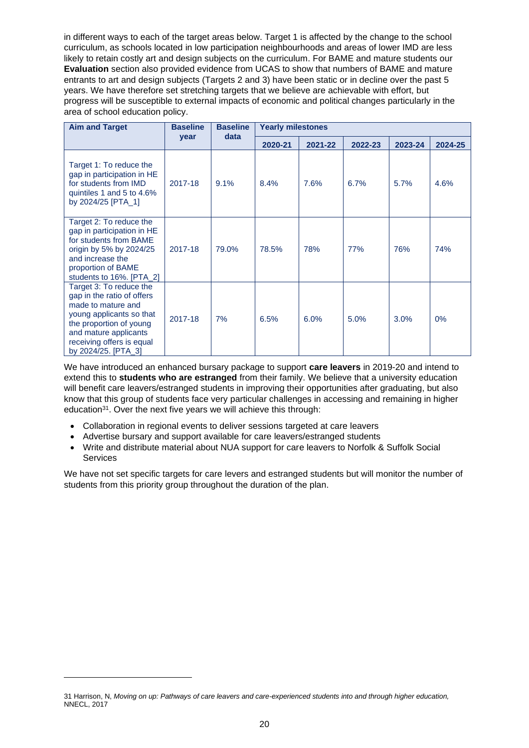in different ways to each of the target areas below. Target 1 is affected by the change to the school curriculum, as schools located in low participation neighbourhoods and areas of lower IMD are less likely to retain costly art and design subjects on the curriculum. For BAME and mature students our **Evaluation** section also provided evidence from UCAS to show that numbers of BAME and mature entrants to art and design subjects (Targets 2 and 3) have been static or in decline over the past 5 years. We have therefore set stretching targets that we believe are achievable with effort, but progress will be susceptible to external impacts of economic and political changes particularly in the area of school education policy.

| Aim and Target | Baseline year | Baseline data | Yearly milestones | | | | |
|---|---|---|---|---|---|---|---|
| | | | 2020-21 | 2021-22 | 2022-23 | 2023-24 | 2024-25 |
| Target 1: To reduce the gap in participation in HE for students from IMD quintiles 1 and 5 to 4.6% by 2024/25 [PTA_1] | 2017-18 | 9.1% | 8.4% | 7.6% | 6.7% | 5.7% | 4.6% |
| Target 2: To reduce the gap in participation in HE for students from BAME origin by 5% by 2024/25 and increase the proportion of BAME students to 16%. [PTA_2] | 2017-18 | 79.0% | 78.5% | 78% | 77% | 76% | 74% |
| Target 3: To reduce the gap in the ratio of offers made to mature and young applicants so that the proportion of young and mature applicants receiving offers is equal by 2024/25. [PTA_3] | 2017-18 | 7% | 6.5% | 6.0% | 5.0% | 3.0% | 0% |

We have introduced an enhanced bursary package to support **care leavers** in 2019-20 and intend to extend this to **students who are estranged** from their family. We believe that a university education will benefit care leavers/estranged students in improving their opportunities after graduating, but also know that this group of students face very particular challenges in accessing and remaining in higher education[31]. Over the next five years we will achieve this through:

- Collaboration in regional events to deliver sessions targeted at care leavers
- Advertise bursary and support available for care leavers/estranged students
- Write and distribute material about NUA support for care leavers to Norfolk & Suffolk Social Services

We have not set specific targets for care levers and estranged students but will monitor the number of students from this priority group throughout the duration of the plan.

---

31 Harrison, N, *Moving on up: Pathways of care leavers and care-experienced students into and through higher education,* NNECL, 2017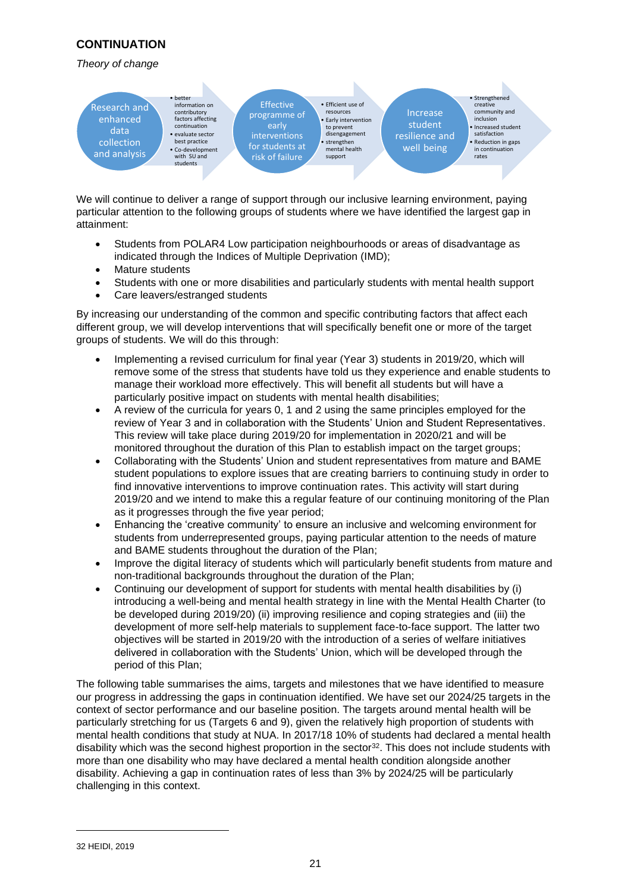## CONTINUATION

*Theory of change*

Research and enhanced data collection and analysis

- better information on contributory factors affecting continuation
- evaluate sector best practice
- Co-development with SU and students

Effective programme of early interventions for students at risk of failure

- Efficient use of resources
- Early intervention to prevent disengagement
- strengthen mental health support

Increase student resilience and well being

- Strengthened creative community and inclusion
- Increased student satisfaction
- Reduction in gaps in continuation rates

We will continue to deliver a range of support through our inclusive learning environment, paying particular attention to the following groups of students where we have identified the largest gap in attainment:

- Students from POLAR4 Low participation neighbourhoods or areas of disadvantage as indicated through the Indices of Multiple Deprivation (IMD);
- Mature students
- Students with one or more disabilities and particularly students with mental health support
- Care leavers/estranged students

By increasing our understanding of the common and specific contributing factors that affect each different group, we will develop interventions that will specifically benefit one or more of the target groups of students. We will do this through:

- Implementing a revised curriculum for final year (Year 3) students in 2019/20, which will remove some of the stress that students have told us they experience and enable students to manage their workload more effectively. This will benefit all students but will have a particularly positive impact on students with mental health disabilities;
- A review of the curricula for years 0, 1 and 2 using the same principles employed for the review of Year 3 and in collaboration with the Students' Union and Student Representatives. This review will take place during 2019/20 for implementation in 2020/21 and will be monitored throughout the duration of this Plan to establish impact on the target groups;
- Collaborating with the Students' Union and student representatives from mature and BAME student populations to explore issues that are creating barriers to continuing study in order to find innovative interventions to improve continuation rates. This activity will start during 2019/20 and we intend to make this a regular feature of our continuing monitoring of the Plan as it progresses through the five year period;
- Enhancing the 'creative community' to ensure an inclusive and welcoming environment for students from underrepresented groups, paying particular attention to the needs of mature and BAME students throughout the duration of the Plan;
- Improve the digital literacy of students which will particularly benefit students from mature and non-traditional backgrounds throughout the duration of the Plan;
- Continuing our development of support for students with mental health disabilities by (i) introducing a well-being and mental health strategy in line with the Mental Health Charter (to be developed during 2019/20) (ii) improving resilience and coping strategies and (iii) the development of more self-help materials to supplement face-to-face support. The latter two objectives will be started in 2019/20 with the introduction of a series of welfare initiatives delivered in collaboration with the Students' Union, which will be developed through the period of this Plan;

The following table summarises the aims, targets and milestones that we have identified to measure our progress in addressing the gaps in continuation identified. We have set our 2024/25 targets in the context of sector performance and our baseline position. The targets around mental health will be particularly stretching for us (Targets 6 and 9), given the relatively high proportion of students with mental health conditions that study at NUA. In 2017/18 10% of students had declared a mental health disability which was the second highest proportion in the sector[32]. This does not include students with more than one disability who may have declared a mental health condition alongside another disability. Achieving a gap in continuation rates of less than 3% by 2024/25 will be particularly challenging in this context.

32 HEIDI, 2019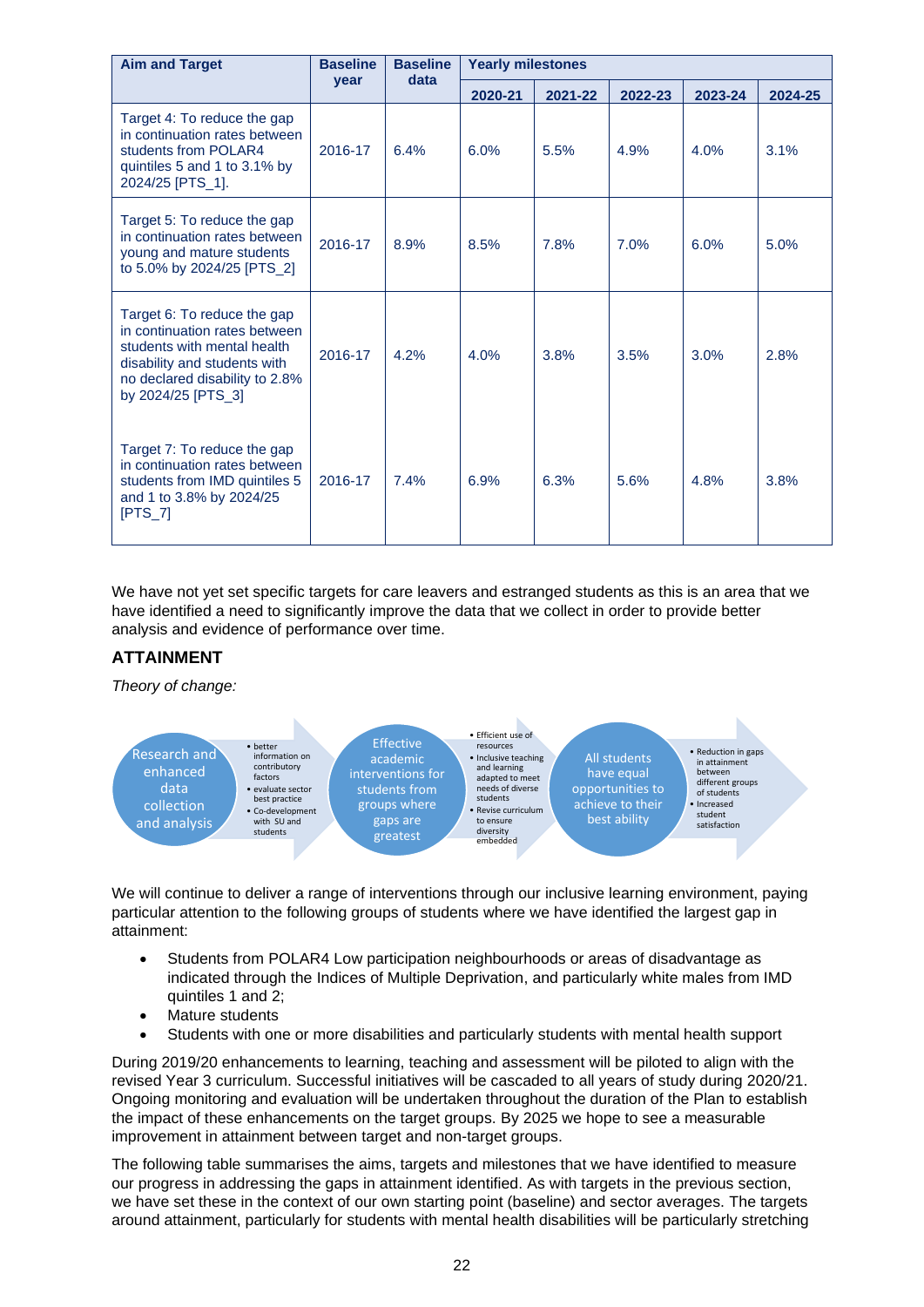| Aim and Target | Baseline year | Baseline data | Yearly milestones | | | | |
|---|---|---|---|---|---|---|---|
| | | | 2020-21 | 2021-22 | 2022-23 | 2023-24 | 2024-25 |
| Target 4: To reduce the gap in continuation rates between students from POLAR4 quintiles 5 and 1 to 3.1% by 2024/25 [PTS_1]. | 2016-17 | 6.4% | 6.0% | 5.5% | 4.9% | 4.0% | 3.1% |
| Target 5: To reduce the gap in continuation rates between young and mature students to 5.0% by 2024/25 [PTS_2] | 2016-17 | 8.9% | 8.5% | 7.8% | 7.0% | 6.0% | 5.0% |
| Target 6: To reduce the gap in continuation rates between students with mental health disability and students with no declared disability to 2.8% by 2024/25 [PTS_3] | 2016-17 | 4.2% | 4.0% | 3.8% | 3.5% | 3.0% | 2.8% |
| Target 7: To reduce the gap in continuation rates between students from IMD quintiles 5 and 1 to 3.8% by 2024/25 [PTS_7] | 2016-17 | 7.4% | 6.9% | 6.3% | 5.6% | 4.8% | 3.8% |

We have not yet set specific targets for care leavers and estranged students as this is an area that we have identified a need to significantly improve the data that we collect in order to provide better analysis and evidence of performance over time.

## ATTAINMENT

*Theory of change:*

Research and enhanced data collection and analysis
- better information on contributory factors
- evaluate sector best practice
- Co-development with SU and students

Effective academic interventions for students from groups where gaps are greatest
- Efficient use of resources
- Inclusive teaching and learning adapted to meet needs of diverse students
- Revise curriculum to ensure diversity embedded

All students have equal opportunities to achieve to their best ability
- Reduction in gaps in attainment between different groups of students
- Increased student satisfaction

We will continue to deliver a range of interventions through our inclusive learning environment, paying particular attention to the following groups of students where we have identified the largest gap in attainment:

- Students from POLAR4 Low participation neighbourhoods or areas of disadvantage as indicated through the Indices of Multiple Deprivation, and particularly white males from IMD quintiles 1 and 2;
- Mature students
- Students with one or more disabilities and particularly students with mental health support

During 2019/20 enhancements to learning, teaching and assessment will be piloted to align with the revised Year 3 curriculum. Successful initiatives will be cascaded to all years of study during 2020/21. Ongoing monitoring and evaluation will be undertaken throughout the duration of the Plan to establish the impact of these enhancements on the target groups. By 2025 we hope to see a measurable improvement in attainment between target and non-target groups.

The following table summarises the aims, targets and milestones that we have identified to measure our progress in addressing the gaps in attainment identified. As with targets in the previous section, we have set these in the context of our own starting point (baseline) and sector averages. The targets around attainment, particularly for students with mental health disabilities will be particularly stretching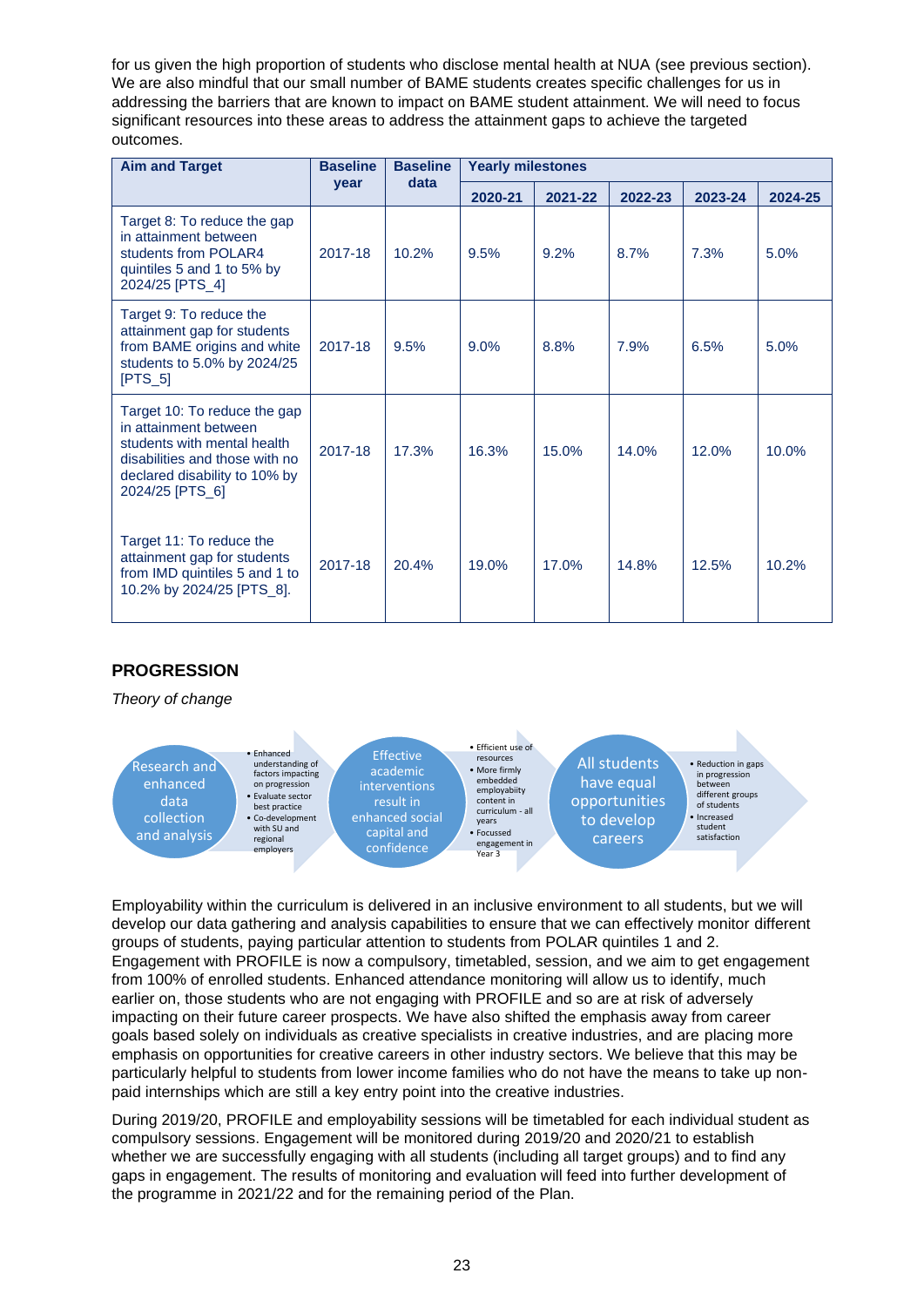for us given the high proportion of students who disclose mental health at NUA (see previous section). We are also mindful that our small number of BAME students creates specific challenges for us in addressing the barriers that are known to impact on BAME student attainment. We will need to focus significant resources into these areas to address the attainment gaps to achieve the targeted outcomes.

| Aim and Target | Baseline year | Baseline data | Yearly milestones | | | | |
|---|---|---|---|---|---|---|---|
| | | | 2020-21 | 2021-22 | 2022-23 | 2023-24 | 2024-25 |
| Target 8: To reduce the gap in attainment between students from POLAR4 quintiles 5 and 1 to 5% by 2024/25 [PTS_4] | 2017-18 | 10.2% | 9.5% | 9.2% | 8.7% | 7.3% | 5.0% |
| Target 9: To reduce the attainment gap for students from BAME origins and white students to 5.0% by 2024/25 [PTS_5] | 2017-18 | 9.5% | 9.0% | 8.8% | 7.9% | 6.5% | 5.0% |
| Target 10: To reduce the gap in attainment between students with mental health disabilities and those with no declared disability to 10% by 2024/25 [PTS_6] | 2017-18 | 17.3% | 16.3% | 15.0% | 14.0% | 12.0% | 10.0% |
| Target 11: To reduce the attainment gap for students from IMD quintiles 5 and 1 to 10.2% by 2024/25 [PTS_8]. | 2017-18 | 20.4% | 19.0% | 17.0% | 14.8% | 12.5% | 10.2% |

## PROGRESSION

*Theory of change*

Research and enhanced data collection and analysis

- Enhanced understanding of factors impacting on progression
- Evaluate sector best practice
- Co-development with SU and regional employers

Effective academic interventions result in enhanced social capital and confidence

- Efficient use of resources
- More firmly embedded employability content in curriculum - all years
- Focussed engagement in Year 3

All students have equal opportunities to develop careers

- Reduction in gaps in progression between different groups of students
- Increased student satisfaction

Employability within the curriculum is delivered in an inclusive environment to all students, but we will develop our data gathering and analysis capabilities to ensure that we can effectively monitor different groups of students, paying particular attention to students from POLAR quintiles 1 and 2. Engagement with PROFILE is now a compulsory, timetabled, session, and we aim to get engagement from 100% of enrolled students. Enhanced attendance monitoring will allow us to identify, much earlier on, those students who are not engaging with PROFILE and so are at risk of adversely impacting on their future career prospects. We have also shifted the emphasis away from career goals based solely on individuals as creative specialists in creative industries, and are placing more emphasis on opportunities for creative careers in other industry sectors. We believe that this may be particularly helpful to students from lower income families who do not have the means to take up non-paid internships which are still a key entry point into the creative industries.

During 2019/20, PROFILE and employability sessions will be timetabled for each individual student as compulsory sessions. Engagement will be monitored during 2019/20 and 2020/21 to establish whether we are successfully engaging with all students (including all target groups) and to find any gaps in engagement. The results of monitoring and evaluation will feed into further development of the programme in 2021/22 and for the remaining period of the Plan.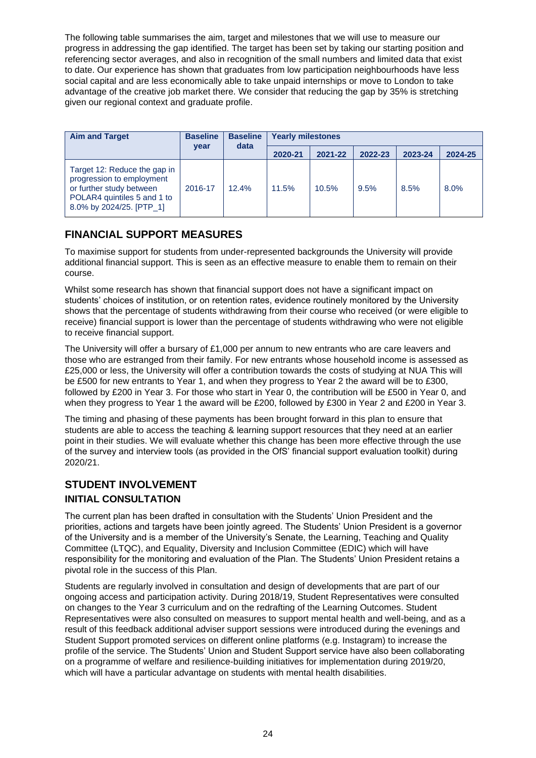The following table summarises the aim, target and milestones that we will use to measure our progress in addressing the gap identified. The target has been set by taking our starting position and referencing sector averages, and also in recognition of the small numbers and limited data that exist to date. Our experience has shown that graduates from low participation neighbourhoods have less social capital and are less economically able to take unpaid internships or move to London to take advantage of the creative job market there. We consider that reducing the gap by 35% is stretching given our regional context and graduate profile.

| Aim and Target | Baseline year | Baseline data | Yearly milestones | | | | |
|---|---|---|---|---|---|---|---|
| | | | 2020-21 | 2021-22 | 2022-23 | 2023-24 | 2024-25 |
| Target 12: Reduce the gap in progression to employment or further study between POLAR4 quintiles 5 and 1 to 8.0% by 2024/25. [PTP_1] | 2016-17 | 12.4% | 11.5% | 10.5% | 9.5% | 8.5% | 8.0% |

## FINANCIAL SUPPORT MEASURES

To maximise support for students from under-represented backgrounds the University will provide additional financial support. This is seen as an effective measure to enable them to remain on their course.

Whilst some research has shown that financial support does not have a significant impact on students' choices of institution, or on retention rates, evidence routinely monitored by the University shows that the percentage of students withdrawing from their course who received (or were eligible to receive) financial support is lower than the percentage of students withdrawing who were not eligible to receive financial support.

The University will offer a bursary of £1,000 per annum to new entrants who are care leavers and those who are estranged from their family. For new entrants whose household income is assessed as £25,000 or less, the University will offer a contribution towards the costs of studying at NUA This will be £500 for new entrants to Year 1, and when they progress to Year 2 the award will be to £300, followed by £200 in Year 3. For those who start in Year 0, the contribution will be £500 in Year 0, and when they progress to Year 1 the award will be £200, followed by £300 in Year 2 and £200 in Year 3.

The timing and phasing of these payments has been brought forward in this plan to ensure that students are able to access the teaching & learning support resources that they need at an earlier point in their studies. We will evaluate whether this change has been more effective through the use of the survey and interview tools (as provided in the OfS' financial support evaluation toolkit) during 2020/21.

## STUDENT INVOLVEMENT

### INITIAL CONSULTATION

The current plan has been drafted in consultation with the Students' Union President and the priorities, actions and targets have been jointly agreed. The Students' Union President is a governor of the University and is a member of the University's Senate, the Learning, Teaching and Quality Committee (LTQC), and Equality, Diversity and Inclusion Committee (EDIC) which will have responsibility for the monitoring and evaluation of the Plan. The Students' Union President retains a pivotal role in the success of this Plan.

Students are regularly involved in consultation and design of developments that are part of our ongoing access and participation activity. During 2018/19, Student Representatives were consulted on changes to the Year 3 curriculum and on the redrafting of the Learning Outcomes. Student Representatives were also consulted on measures to support mental health and well-being, and as a result of this feedback additional adviser support sessions were introduced during the evenings and Student Support promoted services on different online platforms (e.g. Instagram) to increase the profile of the service. The Students' Union and Student Support service have also been collaborating on a programme of welfare and resilience-building initiatives for implementation during 2019/20, which will have a particular advantage on students with mental health disabilities.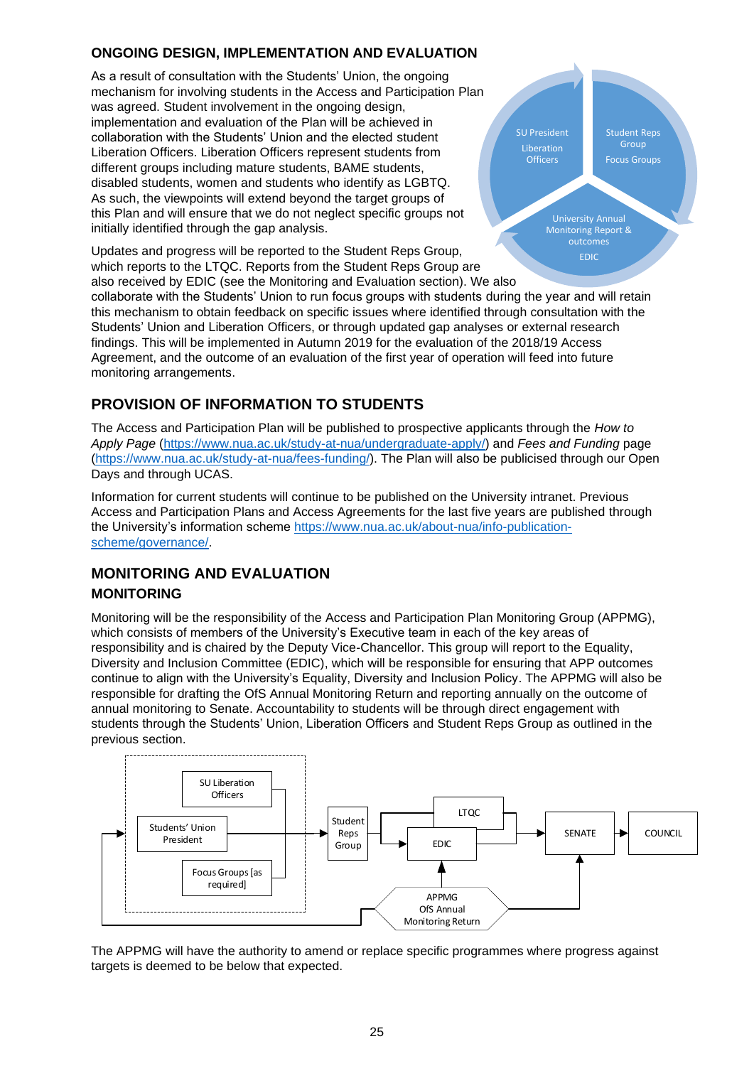## ONGOING DESIGN, IMPLEMENTATION AND EVALUATION

As a result of consultation with the Students' Union, the ongoing mechanism for involving students in the Access and Participation Plan was agreed. Student involvement in the ongoing design, implementation and evaluation of the Plan will be achieved in collaboration with the Students' Union and the elected student Liberation Officers. Liberation Officers represent students from different groups including mature students, BAME students, disabled students, women and students who identify as LGBTQ. As such, the viewpoints will extend beyond the target groups of this Plan and will ensure that we do not neglect specific groups not initially identified through the gap analysis.

SU President
Liberation Officers

Student Reps Group
Focus Groups

University Annual Monitoring Report & outcomes
EDIC

Updates and progress will be reported to the Student Reps Group, which reports to the LTQC. Reports from the Student Reps Group are also received by EDIC (see the Monitoring and Evaluation section). We also collaborate with the Students' Union to run focus groups with students during the year and will retain this mechanism to obtain feedback on specific issues where identified through consultation with the Students' Union and Liberation Officers, or through updated gap analyses or external research findings. This will be implemented in Autumn 2019 for the evaluation of the 2018/19 Access Agreement, and the outcome of an evaluation of the first year of operation will feed into future monitoring arrangements.

## PROVISION OF INFORMATION TO STUDENTS

The Access and Participation Plan will be published to prospective applicants through the *How to Apply Page* (https://www.nua.ac.uk/study-at-nua/undergraduate-apply/) and *Fees and Funding* page (https://www.nua.ac.uk/study-at-nua/fees-funding/). The Plan will also be publicised through our Open Days and through UCAS.

Information for current students will continue to be published on the University intranet. Previous Access and Participation Plans and Access Agreements for the last five years are published through the University's information scheme https://www.nua.ac.uk/about-nua/info-publication-scheme/governance/.

## MONITORING AND EVALUATION

### MONITORING

Monitoring will be the responsibility of the Access and Participation Plan Monitoring Group (APPMG), which consists of members of the University's Executive team in each of the key areas of responsibility and is chaired by the Deputy Vice-Chancellor. This group will report to the Equality, Diversity and Inclusion Committee (EDIC), which will be responsible for ensuring that APP outcomes continue to align with the University's Equality, Diversity and Inclusion Policy. The APPMG will also be responsible for drafting the OfS Annual Monitoring Return and reporting annually on the outcome of annual monitoring to Senate. Accountability to students will be through direct engagement with students through the Students' Union, Liberation Officers and Student Reps Group as outlined in the previous section.

SU Liberation Officers
Students' Union President
Focus Groups [as required]
Student Reps Group
LTQC
EDIC
SENATE
COUNCIL
APPMG
OfS Annual Monitoring Return

The APPMG will have the authority to amend or replace specific programmes where progress against targets is deemed to be below that expected.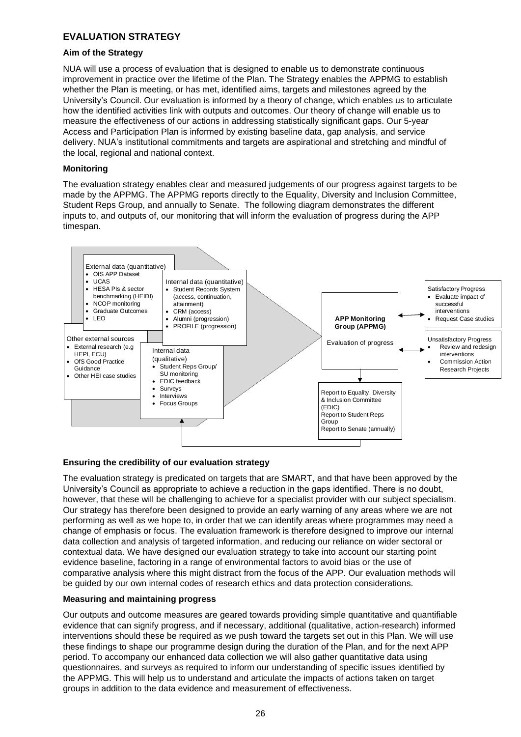## EVALUATION STRATEGY

### Aim of the Strategy

NUA will use a process of evaluation that is designed to enable us to demonstrate continuous improvement in practice over the lifetime of the Plan. The Strategy enables the APPMG to establish whether the Plan is meeting, or has met, identified aims, targets and milestones agreed by the University's Council. Our evaluation is informed by a theory of change, which enables us to articulate how the identified activities link with outputs and outcomes. Our theory of change will enable us to measure the effectiveness of our actions in addressing statistically significant gaps. Our 5-year Access and Participation Plan is informed by existing baseline data, gap analysis, and service delivery. NUA's institutional commitments and targets are aspirational and stretching and mindful of the local, regional and national context.

### Monitoring

The evaluation strategy enables clear and measured judgements of our progress against targets to be made by the APPMG. The APPMG reports directly to the Equality, Diversity and Inclusion Committee, Student Reps Group, and annually to Senate. The following diagram demonstrates the different inputs to, and outputs of, our monitoring that will inform the evaluation of progress during the APP timespan.

External data (quantitative)
- OfS APP Dataset
- UCAS
- HESA PIs & sector benchmarking (HEIDI)
- NCOP monitoring
- Graduate Outcomes
- LEO

Internal data (quantitative)
- Student Records System (access, continuation, attainment)
- CRM (access)
- Alumni (progression)
- PROFILE (progression)

Other external sources
- External research (e.g HEPI, ECU)
- OfS Good Practice Guidance
- Other HEI case studies

Internal data (qualitative)
- Student Reps Group/ SU monitoring
- EDIC feedback
- Surveys
- Interviews
- Focus Groups

**APP Monitoring Group (APPMG)**

Evaluation of progress

Satisfactory Progress
- Evaluate impact of successful interventions
- Request Case studies

Unsatisfactory Progress
- Review and redesign interventions
- Commission Action Research Projects

Report to Equality, Diversity & Inclusion Committee (EDIC)
Report to Student Reps Group
Report to Senate (annually)

### Ensuring the credibility of our evaluation strategy

The evaluation strategy is predicated on targets that are SMART, and that have been approved by the University's Council as appropriate to achieve a reduction in the gaps identified. There is no doubt, however, that these will be challenging to achieve for a specialist provider with our subject specialism. Our strategy has therefore been designed to provide an early warning of any areas where we are not performing as well as we hope to, in order that we can identify areas where programmes may need a change of emphasis or focus. The evaluation framework is therefore designed to improve our internal data collection and analysis of targeted information, and reducing our reliance on wider sectoral or contextual data. We have designed our evaluation strategy to take into account our starting point evidence baseline, factoring in a range of environmental factors to avoid bias or the use of comparative analysis where this might distract from the focus of the APP. Our evaluation methods will be guided by our own internal codes of research ethics and data protection considerations.

### Measuring and maintaining progress

Our outputs and outcome measures are geared towards providing simple quantitative and quantifiable evidence that can signify progress, and if necessary, additional (qualitative, action-research) informed interventions should these be required as we push toward the targets set out in this Plan. We will use these findings to shape our programme design during the duration of the Plan, and for the next APP period. To accompany our enhanced data collection we will also gather quantitative data using questionnaires, and surveys as required to inform our understanding of specific issues identified by the APPMG. This will help us to understand and articulate the impacts of actions taken on target groups in addition to the data evidence and measurement of effectiveness.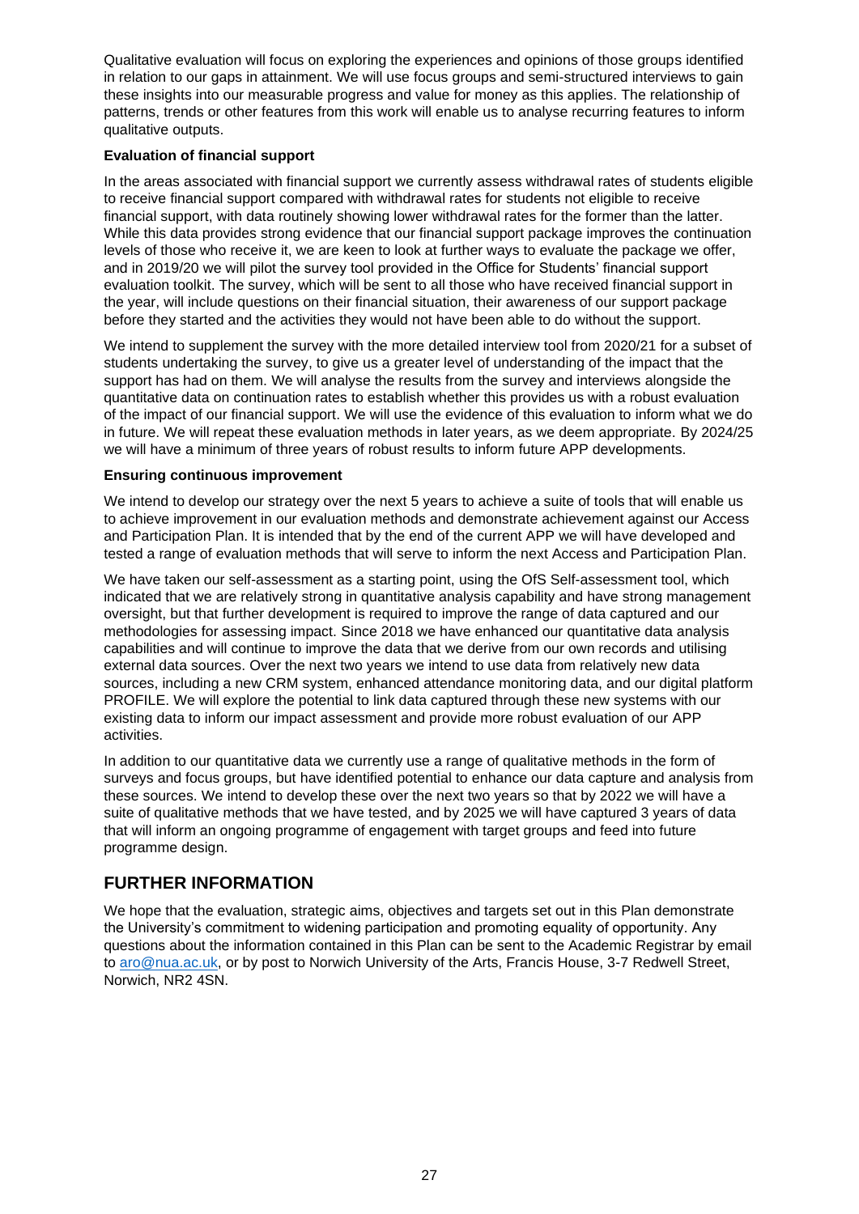Qualitative evaluation will focus on exploring the experiences and opinions of those groups identified in relation to our gaps in attainment. We will use focus groups and semi-structured interviews to gain these insights into our measurable progress and value for money as this applies. The relationship of patterns, trends or other features from this work will enable us to analyse recurring features to inform qualitative outputs.

**Evaluation of financial support**

In the areas associated with financial support we currently assess withdrawal rates of students eligible to receive financial support compared with withdrawal rates for students not eligible to receive financial support, with data routinely showing lower withdrawal rates for the former than the latter. While this data provides strong evidence that our financial support package improves the continuation levels of those who receive it, we are keen to look at further ways to evaluate the package we offer, and in 2019/20 we will pilot the survey tool provided in the Office for Students' financial support evaluation toolkit. The survey, which will be sent to all those who have received financial support in the year, will include questions on their financial situation, their awareness of our support package before they started and the activities they would not have been able to do without the support.

We intend to supplement the survey with the more detailed interview tool from 2020/21 for a subset of students undertaking the survey, to give us a greater level of understanding of the impact that the support has had on them. We will analyse the results from the survey and interviews alongside the quantitative data on continuation rates to establish whether this provides us with a robust evaluation of the impact of our financial support. We will use the evidence of this evaluation to inform what we do in future. We will repeat these evaluation methods in later years, as we deem appropriate. By 2024/25 we will have a minimum of three years of robust results to inform future APP developments.

**Ensuring continuous improvement**

We intend to develop our strategy over the next 5 years to achieve a suite of tools that will enable us to achieve improvement in our evaluation methods and demonstrate achievement against our Access and Participation Plan. It is intended that by the end of the current APP we will have developed and tested a range of evaluation methods that will serve to inform the next Access and Participation Plan.

We have taken our self-assessment as a starting point, using the OfS Self-assessment tool, which indicated that we are relatively strong in quantitative analysis capability and have strong management oversight, but that further development is required to improve the range of data captured and our methodologies for assessing impact. Since 2018 we have enhanced our quantitative data analysis capabilities and will continue to improve the data that we derive from our own records and utilising external data sources. Over the next two years we intend to use data from relatively new data sources, including a new CRM system, enhanced attendance monitoring data, and our digital platform PROFILE. We will explore the potential to link data captured through these new systems with our existing data to inform our impact assessment and provide more robust evaluation of our APP activities.

In addition to our quantitative data we currently use a range of qualitative methods in the form of surveys and focus groups, but have identified potential to enhance our data capture and analysis from these sources. We intend to develop these over the next two years so that by 2022 we will have a suite of qualitative methods that we have tested, and by 2025 we will have captured 3 years of data that will inform an ongoing programme of engagement with target groups and feed into future programme design.

## FURTHER INFORMATION

We hope that the evaluation, strategic aims, objectives and targets set out in this Plan demonstrate the University's commitment to widening participation and promoting equality of opportunity. Any questions about the information contained in this Plan can be sent to the Academic Registrar by email to aro@nua.ac.uk, or by post to Norwich University of the Arts, Francis House, 3-7 Redwell Street, Norwich, NR2 4SN.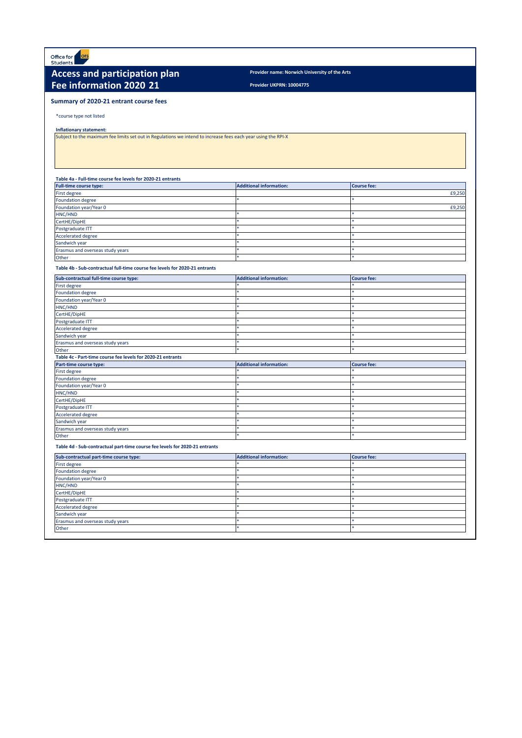Office for Students

# Access and participation plan
# Fee information 2020 21

**Provider name: Norwich University of the Arts**

**Provider UKPRN: 10004775**

## Summary of 2020-21 entrant course fees

*course type not listed

**Inflationary statement:**

Subject to the maximum fee limits set out in Regulations we intend to increase fees each year using the RPI-X

**Table 4a - Full-time course fee levels for 2020-21 entrants**

| Full-time course type: | Additional information: | Course fee: |
|---|---|---|
| First degree | | £9,250 |
| Foundation degree | * | * |
| Foundation year/Year 0 | | £9,250 |
| HNC/HND | * | * |
| CertHE/DipHE | * | * |
| Postgraduate ITT | * | * |
| Accelerated degree | * | * |
| Sandwich year | * | * |
| Erasmus and overseas study years | * | * |
| Other | * | * |

**Table 4b - Sub-contractual full-time course fee levels for 2020-21 entrants**

| Sub-contractual full-time course type: | Additional information: | Course fee: |
|---|---|---|
| First degree | * | * |
| Foundation degree | * | * |
| Foundation year/Year 0 | * | * |
| HNC/HND | * | * |
| CertHE/DipHE | * | * |
| Postgraduate ITT | * | * |
| Accelerated degree | * | * |
| Sandwich year | * | * |
| Erasmus and overseas study years | * | * |
| Other | * | * |

**Table 4c - Part-time course fee levels for 2020-21 entrants**

| Part-time course type: | Additional information: | Course fee: |
|---|---|---|
| First degree | * | * |
| Foundation degree | * | * |
| Foundation year/Year 0 | * | * |
| HNC/HND | * | * |
| CertHE/DipHE | * | * |
| Postgraduate ITT | * | * |
| Accelerated degree | * | * |
| Sandwich year | * | * |
| Erasmus and overseas study years | * | * |
| Other | * | * |

**Table 4d - Sub-contractual part-time course fee levels for 2020-21 entrants**

| Sub-contractual part-time course type: | Additional information: | Course fee: |
|---|---|---|
| First degree | * | * |
| Foundation degree | * | * |
| Foundation year/Year 0 | * | * |
| HNC/HND | * | * |
| CertHE/DipHE | * | * |
| Postgraduate ITT | * | * |
| Accelerated degree | * | * |
| Sandwich year | * | * |
| Erasmus and overseas study years | * | * |
| Other | * | * |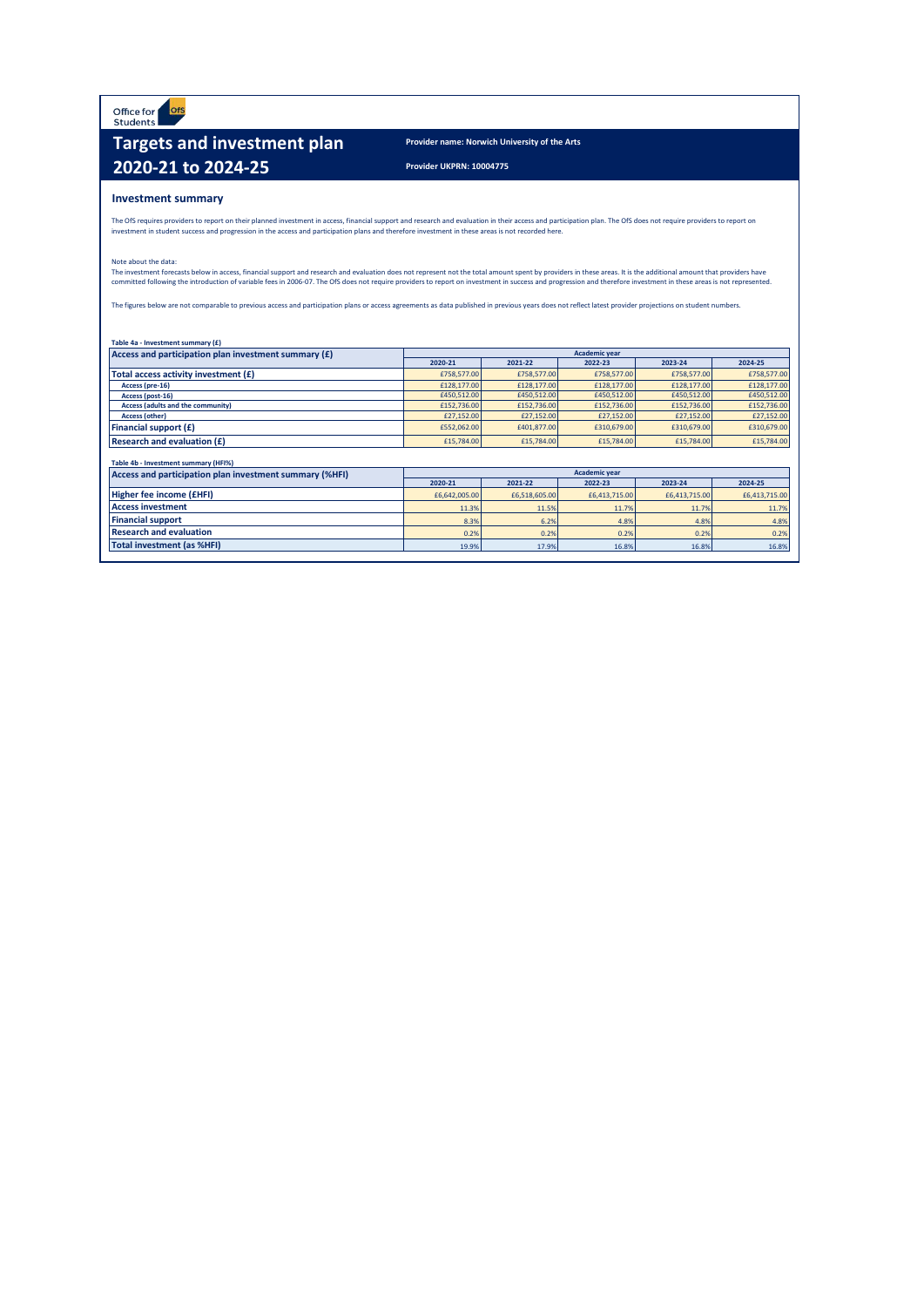Office for Students

# Targets and investment plan 2020-21 to 2024-25

**Provider name: Norwich University of the Arts**

**Provider UKPRN: 10004775**

## Investment summary

The OfS requires providers to report on their planned investment in access, financial support and research and evaluation in their access and participation plan. The OfS does not require providers to report on investment in student success and progression in the access and participation plans and therefore investment in these areas is not recorded here.

Note about the data:
The investment forecasts below in access, financial support and research and evaluation does not represent not the total amount spent by providers in these areas. It is the additional amount that providers have committed following the introduction of variable fees in 2006-07. The OfS does not require providers to report on investment in success and progression and therefore investment in these areas is not represented.

The figures below are not comparable to previous access and participation plans or access agreements as data published in previous years does not reflect latest provider projections on student numbers.

**Table 4a - Investment summary (£)**

| Access and participation plan investment summary (£) | Academic year | | | | |
|---|---|---|---|---|---|
| | 2020-21 | 2021-22 | 2022-23 | 2023-24 | 2024-25 |
| **Total access activity investment (£)** | £758,577.00 | £758,577.00 | £758,577.00 | £758,577.00 | £758,577.00 |
| Access (pre-16) | £128,177.00 | £128,177.00 | £128,177.00 | £128,177.00 | £128,177.00 |
| Access (post-16) | £450,512.00 | £450,512.00 | £450,512.00 | £450,512.00 | £450,512.00 |
| Access (adults and the community) | £152,736.00 | £152,736.00 | £152,736.00 | £152,736.00 | £152,736.00 |
| Access (other) | £27,152.00 | £27,152.00 | £27,152.00 | £27,152.00 | £27,152.00 |
| **Financial support (£)** | £552,062.00 | £401,877.00 | £310,679.00 | £310,679.00 | £310,679.00 |
| **Research and evaluation (£)** | £15,784.00 | £15,784.00 | £15,784.00 | £15,784.00 | £15,784.00 |

**Table 4b - Investment summary (HFI%)**

| Access and participation plan investment summary (%HFI) | Academic year | | | | |
|---|---|---|---|---|---|
| | 2020-21 | 2021-22 | 2022-23 | 2023-24 | 2024-25 |
| **Higher fee income (£HFI)** | £6,642,005.00 | £6,518,605.00 | £6,413,715.00 | £6,413,715.00 | £6,413,715.00 |
| **Access investment** | 11.3% | 11.5% | 11.7% | 11.7% | 11.7% |
| **Financial support** | 8.3% | 6.2% | 4.8% | 4.8% | 4.8% |
| **Research and evaluation** | 0.2% | 0.2% | 0.2% | 0.2% | 0.2% |
| **Total investment (as %HFI)** | 19.9% | 17.9% | 16.8% | 16.8% | 16.8% |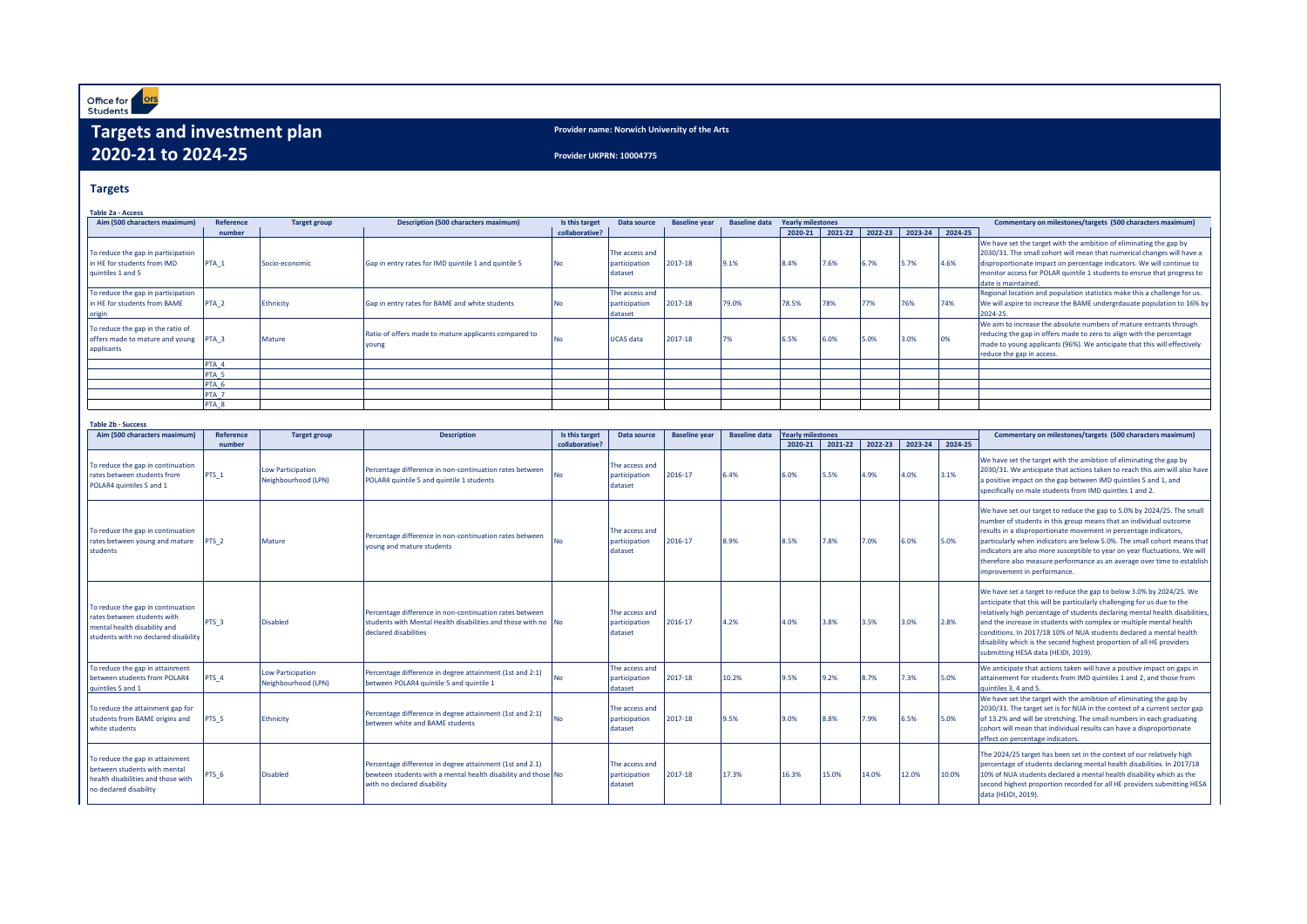Office for Students

# Targets and investment plan 2020-21 to 2024-25

**Provider name: Norwich University of the Arts**

**Provider UKPRN: 10004775**

## Targets

**Table 2a - Access**

| Aim (500 characters maximum) | Reference number | Target group | Description (500 characters maximum) | Is this target collaborative? | Data source | Baseline year | Baseline data | Yearly milestones | | | | | Commentary on milestones/targets (500 characters maximum) |
|---|---|---|---|---|---|---|---|---|---|---|---|---|---|
| | | | | | | | | 2020-21 | 2021-22 | 2022-23 | 2023-24 | 2024-25 | |
| To reduce the gap in participation in HE for students from IMD quintiles 1 and 5 | PTA_1 | Socio-economic | Gap in entry rates for IMD quintile 1 and quintile 5 | No | The access and participation dataset | 2017-18 | 9.1% | 8.4% | 7.6% | 6.7% | 5.7% | 4.6% | We have set the target with the ambition of eliminating the gap by 2030/31. The small cohort will mean that numerical changes will have a disproportionate impact on percentage indicators. We will continue to monitor access for POLAR quintile 1 students to ensrue that progress to date is maintained. |
| To reduce the gap in participation in HE for students from BAME origin | PTA_2 | Ethnicity | Gap in entry rates for BAME and white students | No | The access and participation dataset | 2017-18 | 79.0% | 78.5% | 78% | 77% | 76% | 74% | Regional location and population statistics make this a challenge for us. We will aspire to increase the BAME undergrdauate population to 16% by 2024-25. |
| To reduce the gap in the ratio of offers made to mature and young applicants | PTA_3 | Mature | Ratio of offers made to mature applicants compared to young | No | UCAS data | 2017-18 | 7% | 6.5% | 6.0% | 5.0% | 3.0% | 0% | We aim to increase the absolute numbers of mature entrants through reducing the gap in offers made to zero to align with the percentage made to young applicants (96%). We anticipate that this will effectively reduce the gap in access. |
| | PTA_4 | | | | | | | | | | | | |
| | PTA_5 | | | | | | | | | | | | |
| | PTA_6 | | | | | | | | | | | | |
| | PTA_7 | | | | | | | | | | | | |
| | PTA_8 | | | | | | | | | | | | |

**Table 2b - Success**

| Aim (500 characters maximum) | Reference number | Target group | Description | Is this target collaborative? | Data source | Baseline year | Baseline data | Yearly milestones | | | | | Commentary on milestones/targets (500 characters maximum) |
|---|---|---|---|---|---|---|---|---|---|---|---|---|---|
| | | | | | | | | 2020-21 | 2021-22 | 2022-23 | 2023-24 | 2024-25 | |
| To reduce the gap in continuation rates between students from POLAR4 quintiles 5 and 1 | PTS_1 | Low Participation Neighbourhood (LPN) | Percentage difference in non-continuation rates between POLAR4 quintile 5 and quintile 1 students | No | The access and participation dataset | 2016-17 | 6.4% | 6.0% | 5.5% | 4.9% | 4.0% | 3.1% | We have set the target with the amibtion of eliminating the gap by 2030/31. We anticipate that actions taken to reach this aim will also have a positive impact on the gap between IMD quintiles 5 and 1, and specifically on male students from IMD quintiles 1 and 2. |
| To reduce the gap in continuation rates between young and mature students | PTS_2 | Mature | Percentage difference in non-continuation rates between young and mature students | No | The access and participation dataset | 2016-17 | 8.9% | 8.5% | 7.8% | 7.0% | 6.0% | 5.0% | We have set our target to reduce the gap to 5.0% by 2024/25. The small number of students in this group means that an individual outcome results in a disproportionate movement in percentage indicators, particularly when indicators are below 5.0%. The small cohort means that indicators are also more susceptible to year on year fluctuations. We will therefore also measure performance as an average over time to establish improvement in performance. |
| To reduce the gap in continuation rates between students with mental health disability and students with no declared disability | PTS_3 | Disabled | Percentage difference in non-continuation rates between students with Mental Health disabilities and those with no declared disabilities | No | The access and participation dataset | 2016-17 | 4.2% | 4.0% | 3.8% | 3.5% | 3.0% | 2.8% | We have set a target to reduce the gap to below 3.0% by 2024/25. We anticipate that this will be particularly challenging for us due to the relatively high percentage of students declaring mental health disabilities, and the increase in students with complex or multiple mental health conditions. In 2017/18 10% of NUA students declared a mental health disability which is the second highest proportion of all HE providers submitting HESA data (HEIDI, 2019). |
| To reduce the gap in attainment between students from POLAR4 quintiles 5 and 1 | PTS_4 | Low Participation Neighbourhood (LPN) | Percentage difference in degree attainment (1st and 2:1) between POLAR4 quintile 5 and quintile 1 | No | The access and participation dataset | 2017-18 | 10.2% | 9.5% | 9.2% | 8.7% | 7.3% | 5.0% | We anticipate that actions taken will have a positive impact on gaps in attainment for students from IMD quintiles 1 and 2, and those from quintiles 3, 4 and 5. |
| To reduce the attainment gap for students from BAME origins and white students | PTS_5 | Ethnicity | Percentage difference in degree attainment (1st and 2:1) between white and BAME students | No | The access and participation dataset | 2017-18 | 9.5% | 9.0% | 8.8% | 7.9% | 6.5% | 5.0% | We have set the target with the ambition of eliminating the gap by 2030/31. The target set is for NUA in the context of a current sector gap of 13.2% and will be stretching. The small numbers in each graduating cohort will mean that individual results can have a disproportionate effect on percentage indicators. |
| To reduce the gap in attainment between students with mental health disabilities and those with no declared disability | PTS_6 | Disabled | Percentage difference in degree attainment (1st and 2.1) bewteen students with a mental health disability and those with no declared disability | No | The access and participation dataset | 2017-18 | 17.3% | 16.3% | 15.0% | 14.0% | 12.0% | 10.0% | The 2024/25 target has been set in the context of our relatively high percentage of students declaring mental health disabilities. In 2017/18 10% of NUA students declared a mental health disability which as the second highest proportion recorded for all HE providers submitting HESA data (HEIDI, 2019). |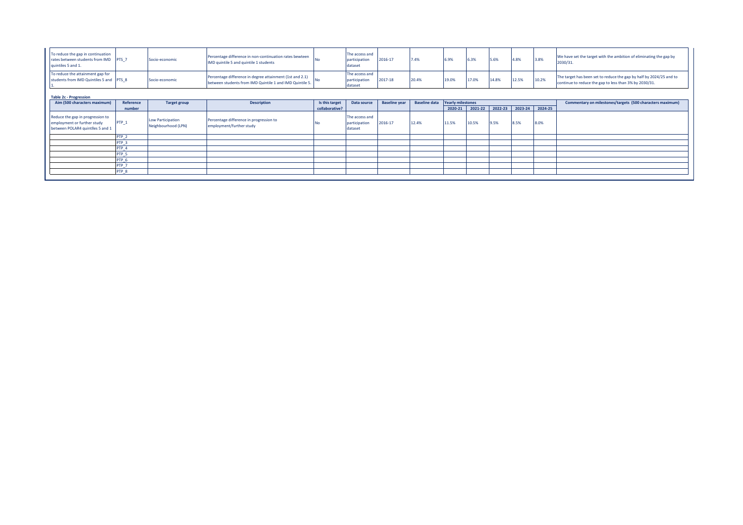| | | | | | | | | | | | | | | |
|---|---|---|---|---|---|---|---|---|---|---|---|---|---|---|
| To reduce the gap in continuation rates between students from IMD quintiles 5 and 1. | PTS_7 | Socio-economic | Percentage difference in non-continuation rates bewteen IMD quintile 5 and quintile 1 students | No | The access and participation dataset | 2016-17 | 7.4% | 6.9% | 6.3% | 5.6% | 4.8% | 3.8% | We have set the target with the ambition of eliminating the gap by 2030/31. |
| To reduce the attainment gap for students from IMD Quintiles 5 and 1. | PTS_8 | Socio-economic | Percentage difference in degree attainment (1st and 2.1) between students from IMD Quintile 1 and IMD Quintile 5. | No | The access and participation dataset | 2017-18 | 20.4% | 19.0% | 17.0% | 14.8% | 12.5% | 10.2% | The target has been set to reduce the gap by half by 2024/25 and to continue to reduce the gap to less than 3% by 2030/31. |

**Table 2c - Progression**

| Aim (500 characters maximum) | Reference number | Target group | Description | Is this target collaborative? | Data source | Baseline year | Baseline data | Yearly milestones | | | | | Commentary on milestones/targets (500 characters maximum) |
|---|---|---|---|---|---|---|---|---|---|---|---|---|---|
| | | | | | | | | 2020-21 | 2021-22 | 2022-23 | 2023-24 | 2024-25 | |
| Reduce the gap in progression to employment or further study between POLAR4 quintlles 5 and 1 | PTP_1 | Low Participation Neighbourhood (LPN) | Percentage difference in progression to employment/further study | No | The access and participation dataset | 2016-17 | 12.4% | 11.5% | 10.5% | 9.5% | 8.5% | 8.0% | |
| | PTP_2 | | | | | | | | | | | | |
| | PTP_3 | | | | | | | | | | | | |
| | PTP_4 | | | | | | | | | | | | |
| | PTP_5 | | | | | | | | | | | | |
| | PTP_6 | | | | | | | | | | | | |
| | PTP_7 | | | | | | | | | | | | |
| | PTP_8 | | | | | | | | | | | | |